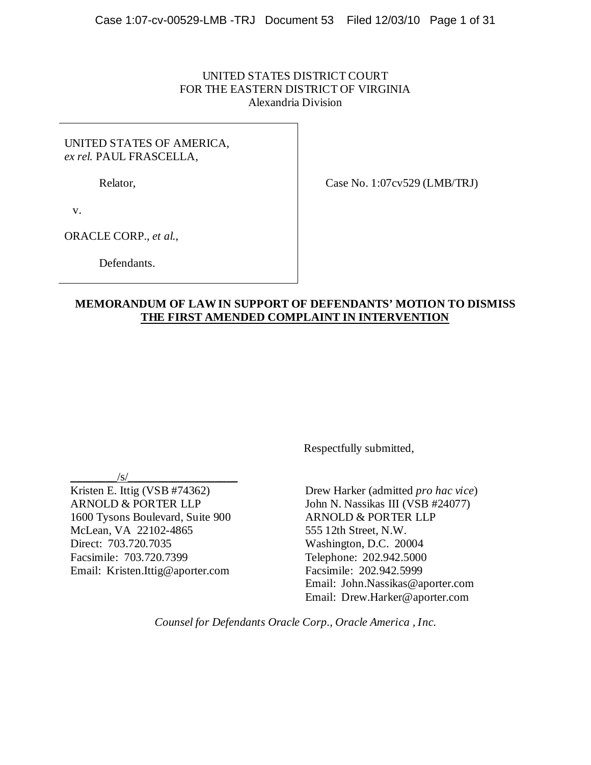UNITED STATES DISTRICT COURT
FOR THE EASTERN DISTRICT OF VIRGINIA
Alexandria Division

UNITED STATES OF AMERICA,
*ex rel.* PAUL FRASCELLA,

Relator,

v.

ORACLE CORP., *et al.*,

Defendants.

Case No. 1:07cv529 (LMB/TRJ)

**MEMORANDUM OF LAW IN SUPPORT OF DEFENDANTS' MOTION TO DISMISS THE FIRST AMENDED COMPLAINT IN INTERVENTION**

Respectfully submitted,

/s/
Kristen E. Ittig (VSB #74362)
ARNOLD & PORTER LLP
1600 Tysons Boulevard, Suite 900
McLean, VA 22102-4865
Direct: 703.720.7035
Facsimile: 703.720.7399
Email: Kristen.Ittig@aporter.com

Drew Harker (admitted *pro hac vice*)
John N. Nassikas III (VSB #24077)
ARNOLD & PORTER LLP
555 12th Street, N.W.
Washington, D.C. 20004
Telephone: 202.942.5000
Facsimile: 202.942.5999
Email: John.Nassikas@aporter.com
Email: Drew.Harker@aporter.com

*Counsel for Defendants Oracle Corp., Oracle America , Inc.*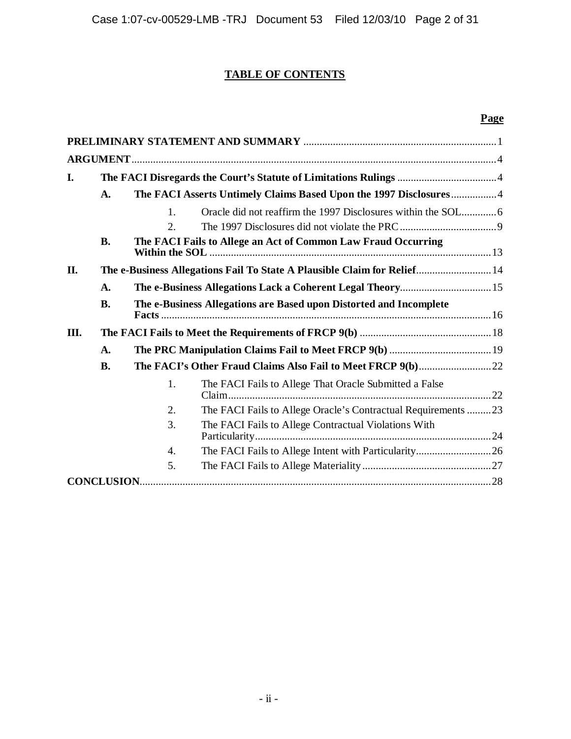# TABLE OF CONTENTS

| | | | Page |
|---|---|---|---|
| **PRELIMINARY STATEMENT AND SUMMARY** | | | 1 |
| **ARGUMENT** | | | 4 |
| **I.** | **The FACI Disregards the Court's Statute of Limitations Rulings** | | 4 |
| | **A.** | **The FACI Asserts Untimely Claims Based Upon the 1997 Disclosures** | 4 |
| | | 1. Oracle did not reaffirm the 1997 Disclosures within the SOL | 6 |
| | | 2. The 1997 Disclosures did not violate the PRC | 9 |
| | **B.** | **The FACI Fails to Allege an Act of Common Law Fraud Occurring Within the SOL** | 13 |
| **II.** | **The e-Business Allegations Fail To State A Plausible Claim for Relief** | | 14 |
| | **A.** | **The e-Business Allegations Lack a Coherent Legal Theory** | 15 |
| | **B.** | **The e-Business Allegations are Based upon Distorted and Incomplete Facts** | 16 |
| **III.** | **The FACI Fails to Meet the Requirements of FRCP 9(b)** | | 18 |
| | **A.** | **The PRC Manipulation Claims Fail to Meet FRCP 9(b)** | 19 |
| | **B.** | **The FACI's Other Fraud Claims Also Fail to Meet FRCP 9(b)** | 22 |
| | | 1. The FACI Fails to Allege That Oracle Submitted a False Claim | 22 |
| | | 2. The FACI Fails to Allege Oracle's Contractual Requirements | 23 |
| | | 3. The FACI Fails to Allege Contractual Violations With Particularity | 24 |
| | | 4. The FACI Fails to Allege Intent with Particularity | 26 |
| | | 5. The FACI Fails to Allege Materiality | 27 |
| **CONCLUSION** | | | 28 |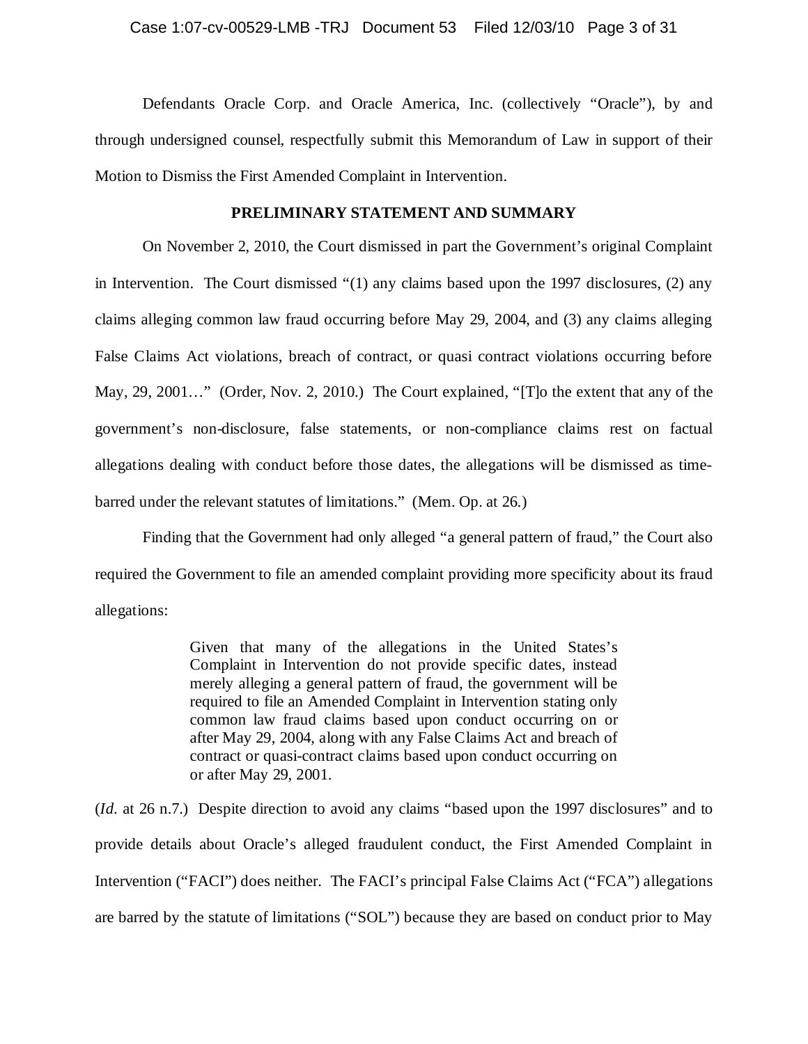Defendants Oracle Corp. and Oracle America, Inc. (collectively "Oracle"), by and through undersigned counsel, respectfully submit this Memorandum of Law in support of their Motion to Dismiss the First Amended Complaint in Intervention.

**PRELIMINARY STATEMENT AND SUMMARY**

On November 2, 2010, the Court dismissed in part the Government's original Complaint in Intervention. The Court dismissed "(1) any claims based upon the 1997 disclosures, (2) any claims alleging common law fraud occurring before May 29, 2004, and (3) any claims alleging False Claims Act violations, breach of contract, or quasi contract violations occurring before May, 29, 2001…" (Order, Nov. 2, 2010.) The Court explained, "[T]o the extent that any of the government's non-disclosure, false statements, or non-compliance claims rest on factual allegations dealing with conduct before those dates, the allegations will be dismissed as time-barred under the relevant statutes of limitations." (Mem. Op. at 26.)

Finding that the Government had only alleged "a general pattern of fraud," the Court also required the Government to file an amended complaint providing more specificity about its fraud allegations:

> Given that many of the allegations in the United States's Complaint in Intervention do not provide specific dates, instead merely alleging a general pattern of fraud, the government will be required to file an Amended Complaint in Intervention stating only common law fraud claims based upon conduct occurring on or after May 29, 2004, along with any False Claims Act and breach of contract or quasi-contract claims based upon conduct occurring on or after May 29, 2001.

(*Id.* at 26 n.7.) Despite direction to avoid any claims "based upon the 1997 disclosures" and to provide details about Oracle's alleged fraudulent conduct, the First Amended Complaint in Intervention ("FACI") does neither. The FACI's principal False Claims Act ("FCA") allegations are barred by the statute of limitations ("SOL") because they are based on conduct prior to May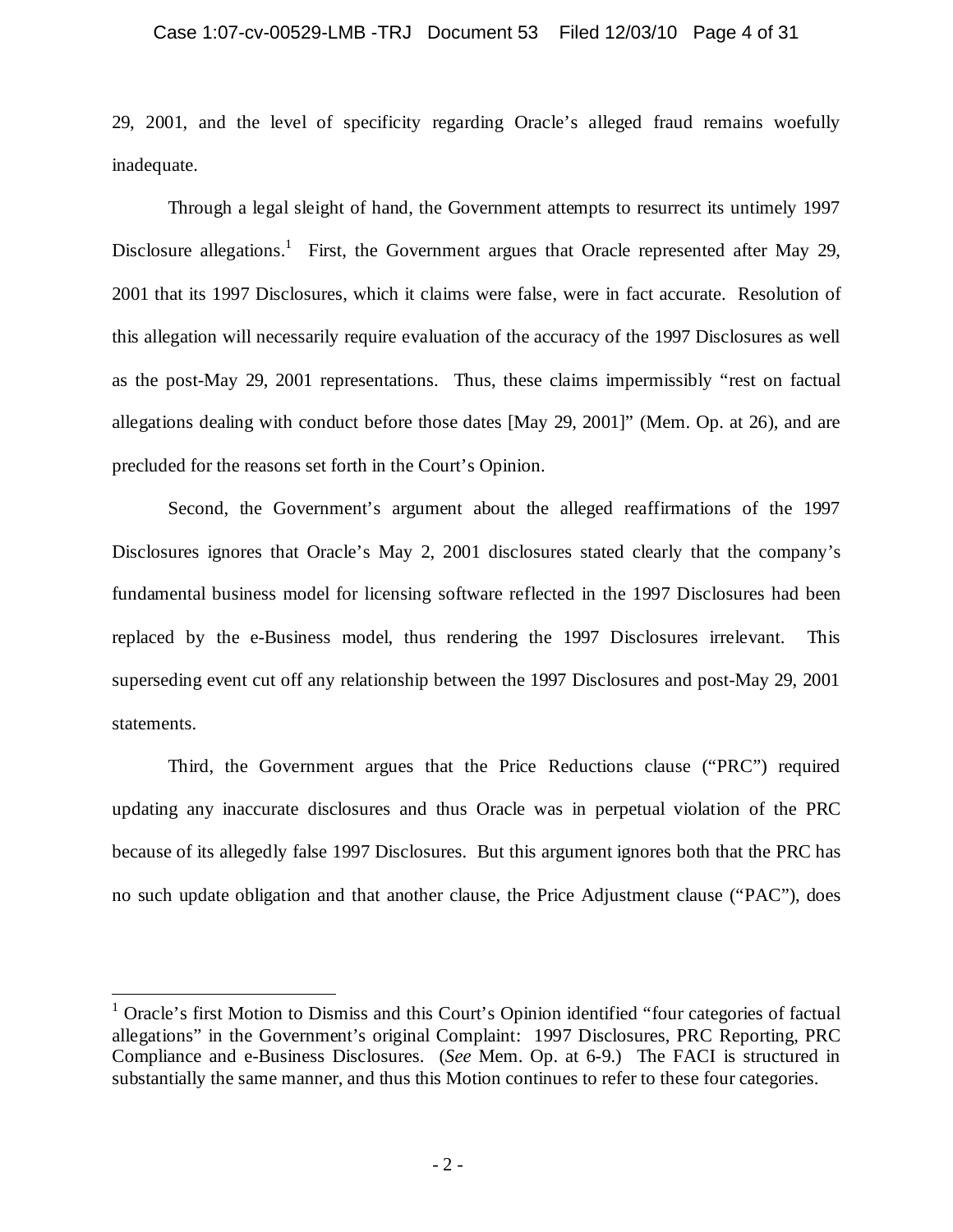29, 2001, and the level of specificity regarding Oracle's alleged fraud remains woefully inadequate.

Through a legal sleight of hand, the Government attempts to resurrect its untimely 1997 Disclosure allegations.[1] First, the Government argues that Oracle represented after May 29, 2001 that its 1997 Disclosures, which it claims were false, were in fact accurate. Resolution of this allegation will necessarily require evaluation of the accuracy of the 1997 Disclosures as well as the post-May 29, 2001 representations. Thus, these claims impermissibly "rest on factual allegations dealing with conduct before those dates [May 29, 2001]" (Mem. Op. at 26), and are precluded for the reasons set forth in the Court's Opinion.

Second, the Government's argument about the alleged reaffirmations of the 1997 Disclosures ignores that Oracle's May 2, 2001 disclosures stated clearly that the company's fundamental business model for licensing software reflected in the 1997 Disclosures had been replaced by the e-Business model, thus rendering the 1997 Disclosures irrelevant. This superseding event cut off any relationship between the 1997 Disclosures and post-May 29, 2001 statements.

Third, the Government argues that the Price Reductions clause ("PRC") required updating any inaccurate disclosures and thus Oracle was in perpetual violation of the PRC because of its allegedly false 1997 Disclosures. But this argument ignores both that the PRC has no such update obligation and that another clause, the Price Adjustment clause ("PAC"), does

---

[1] Oracle's first Motion to Dismiss and this Court's Opinion identified "four categories of factual allegations" in the Government's original Complaint: 1997 Disclosures, PRC Reporting, PRC Compliance and e-Business Disclosures. (*See* Mem. Op. at 6-9.) The FACI is structured in substantially the same manner, and thus this Motion continues to refer to these four categories.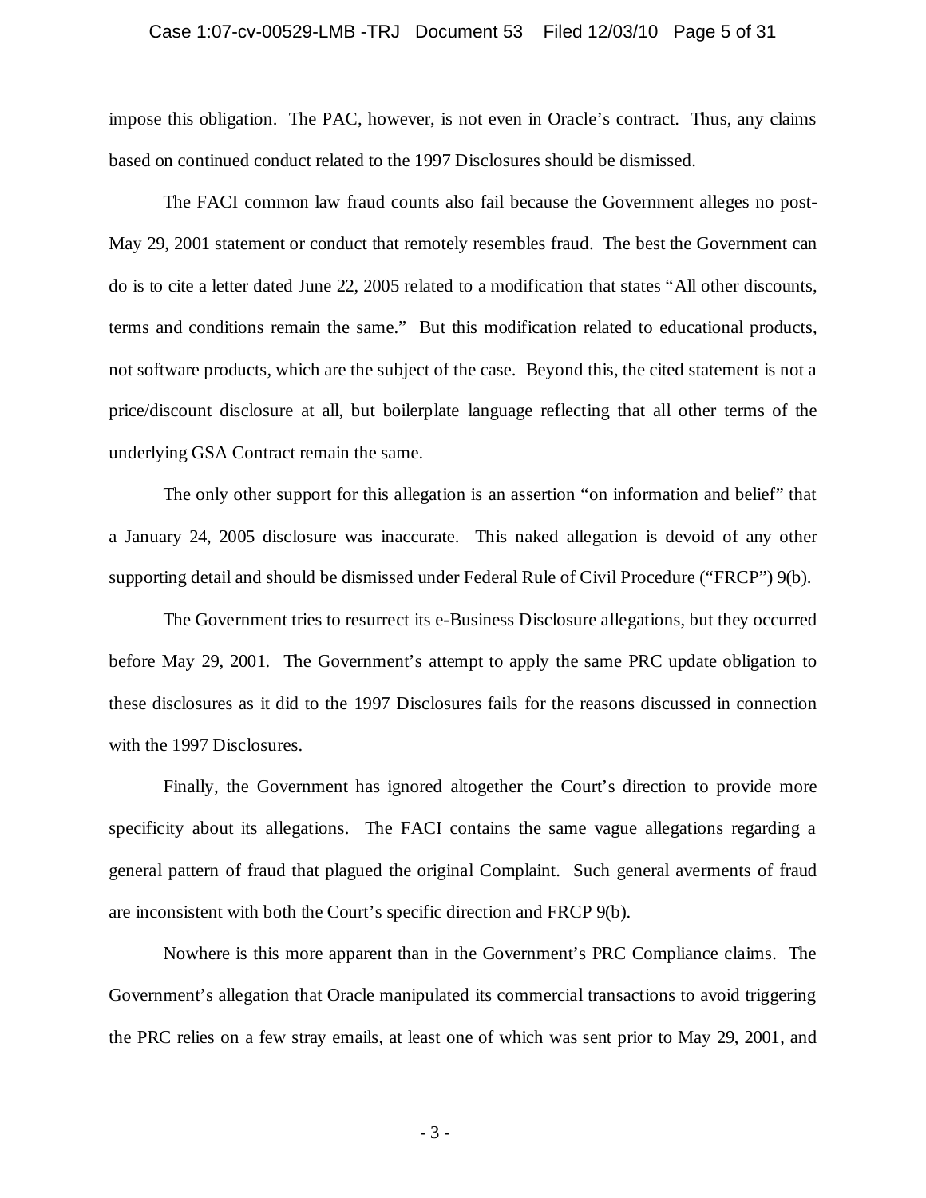impose this obligation. The PAC, however, is not even in Oracle's contract. Thus, any claims based on continued conduct related to the 1997 Disclosures should be dismissed.

The FACI common law fraud counts also fail because the Government alleges no post-May 29, 2001 statement or conduct that remotely resembles fraud. The best the Government can do is to cite a letter dated June 22, 2005 related to a modification that states "All other discounts, terms and conditions remain the same." But this modification related to educational products, not software products, which are the subject of the case. Beyond this, the cited statement is not a price/discount disclosure at all, but boilerplate language reflecting that all other terms of the underlying GSA Contract remain the same.

The only other support for this allegation is an assertion "on information and belief" that a January 24, 2005 disclosure was inaccurate. This naked allegation is devoid of any other supporting detail and should be dismissed under Federal Rule of Civil Procedure ("FRCP") 9(b).

The Government tries to resurrect its e-Business Disclosure allegations, but they occurred before May 29, 2001. The Government's attempt to apply the same PRC update obligation to these disclosures as it did to the 1997 Disclosures fails for the reasons discussed in connection with the 1997 Disclosures.

Finally, the Government has ignored altogether the Court's direction to provide more specificity about its allegations. The FACI contains the same vague allegations regarding a general pattern of fraud that plagued the original Complaint. Such general averments of fraud are inconsistent with both the Court's specific direction and FRCP 9(b).

Nowhere is this more apparent than in the Government's PRC Compliance claims. The Government's allegation that Oracle manipulated its commercial transactions to avoid triggering the PRC relies on a few stray emails, at least one of which was sent prior to May 29, 2001, and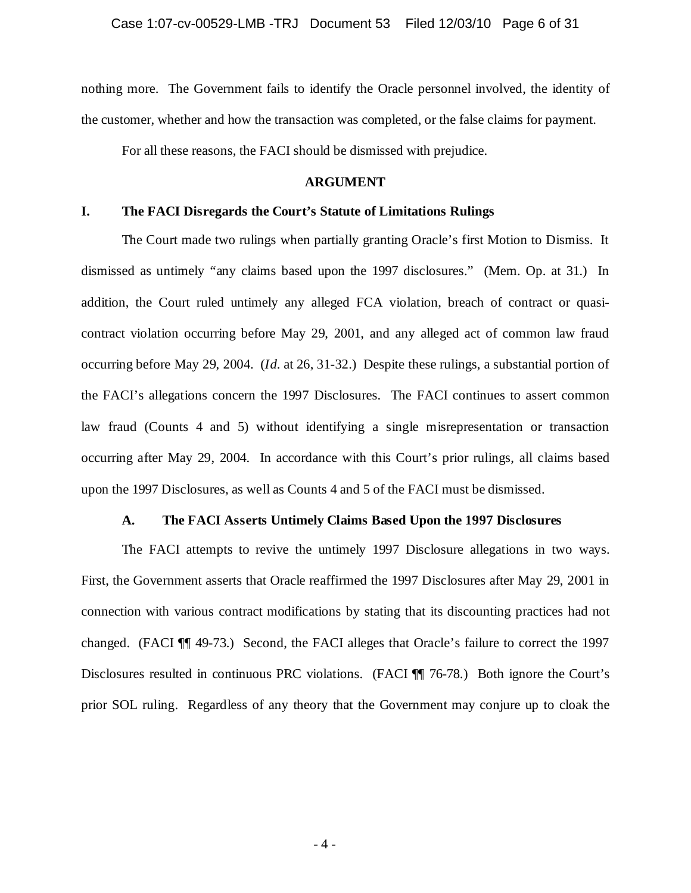nothing more. The Government fails to identify the Oracle personnel involved, the identity of the customer, whether and how the transaction was completed, or the false claims for payment.

For all these reasons, the FACI should be dismissed with prejudice.

## ARGUMENT

### I. The FACI Disregards the Court's Statute of Limitations Rulings

The Court made two rulings when partially granting Oracle's first Motion to Dismiss. It dismissed as untimely "any claims based upon the 1997 disclosures." (Mem. Op. at 31.) In addition, the Court ruled untimely any alleged FCA violation, breach of contract or quasi-contract violation occurring before May 29, 2001, and any alleged act of common law fraud occurring before May 29, 2004. (*Id.* at 26, 31-32.) Despite these rulings, a substantial portion of the FACI's allegations concern the 1997 Disclosures. The FACI continues to assert common law fraud (Counts 4 and 5) without identifying a single misrepresentation or transaction occurring after May 29, 2004. In accordance with this Court's prior rulings, all claims based upon the 1997 Disclosures, as well as Counts 4 and 5 of the FACI must be dismissed.

#### A. The FACI Asserts Untimely Claims Based Upon the 1997 Disclosures

The FACI attempts to revive the untimely 1997 Disclosure allegations in two ways. First, the Government asserts that Oracle reaffirmed the 1997 Disclosures after May 29, 2001 in connection with various contract modifications by stating that its discounting practices had not changed. (FACI ¶¶ 49-73.) Second, the FACI alleges that Oracle's failure to correct the 1997 Disclosures resulted in continuous PRC violations. (FACI ¶¶ 76-78.) Both ignore the Court's prior SOL ruling. Regardless of any theory that the Government may conjure up to cloak the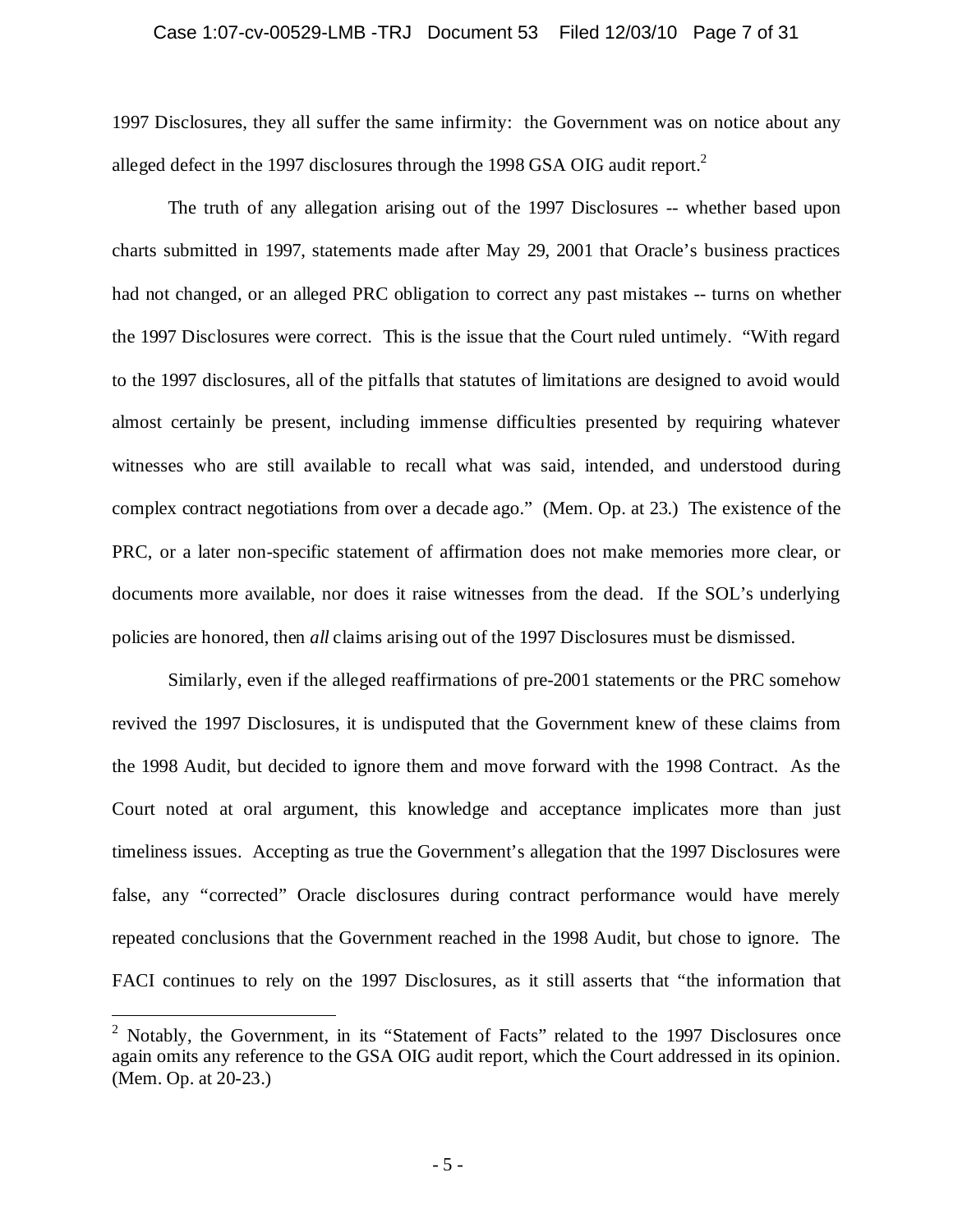1997 Disclosures, they all suffer the same infirmity: the Government was on notice about any alleged defect in the 1997 disclosures through the 1998 GSA OIG audit report.[2]

The truth of any allegation arising out of the 1997 Disclosures -- whether based upon charts submitted in 1997, statements made after May 29, 2001 that Oracle's business practices had not changed, or an alleged PRC obligation to correct any past mistakes -- turns on whether the 1997 Disclosures were correct. This is the issue that the Court ruled untimely. "With regard to the 1997 disclosures, all of the pitfalls that statutes of limitations are designed to avoid would almost certainly be present, including immense difficulties presented by requiring whatever witnesses who are still available to recall what was said, intended, and understood during complex contract negotiations from over a decade ago." (Mem. Op. at 23.) The existence of the PRC, or a later non-specific statement of affirmation does not make memories more clear, or documents more available, nor does it raise witnesses from the dead. If the SOL's underlying policies are honored, then *all* claims arising out of the 1997 Disclosures must be dismissed.

Similarly, even if the alleged reaffirmations of pre-2001 statements or the PRC somehow revived the 1997 Disclosures, it is undisputed that the Government knew of these claims from the 1998 Audit, but decided to ignore them and move forward with the 1998 Contract. As the Court noted at oral argument, this knowledge and acceptance implicates more than just timeliness issues. Accepting as true the Government's allegation that the 1997 Disclosures were false, any "corrected" Oracle disclosures during contract performance would have merely repeated conclusions that the Government reached in the 1998 Audit, but chose to ignore. The FACI continues to rely on the 1997 Disclosures, as it still asserts that "the information that

---

[2] Notably, the Government, in its "Statement of Facts" related to the 1997 Disclosures once again omits any reference to the GSA OIG audit report, which the Court addressed in its opinion. (Mem. Op. at 20-23.)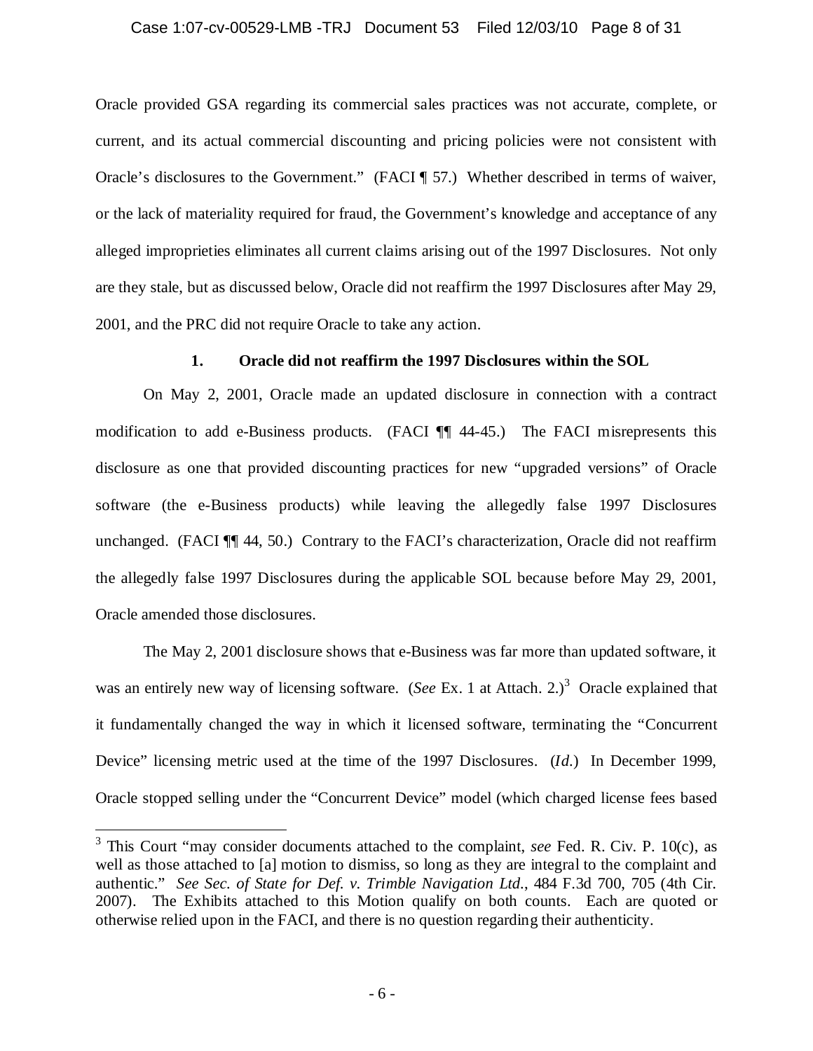Oracle provided GSA regarding its commercial sales practices was not accurate, complete, or current, and its actual commercial discounting and pricing policies were not consistent with Oracle's disclosures to the Government." (FACI ¶ 57.) Whether described in terms of waiver, or the lack of materiality required for fraud, the Government's knowledge and acceptance of any alleged improprieties eliminates all current claims arising out of the 1997 Disclosures. Not only are they stale, but as discussed below, Oracle did not reaffirm the 1997 Disclosures after May 29, 2001, and the PRC did not require Oracle to take any action.

### 1. Oracle did not reaffirm the 1997 Disclosures within the SOL

On May 2, 2001, Oracle made an updated disclosure in connection with a contract modification to add e-Business products. (FACI ¶¶ 44-45.) The FACI misrepresents this disclosure as one that provided discounting practices for new "upgraded versions" of Oracle software (the e-Business products) while leaving the allegedly false 1997 Disclosures unchanged. (FACI ¶¶ 44, 50.) Contrary to the FACI's characterization, Oracle did not reaffirm the allegedly false 1997 Disclosures during the applicable SOL because before May 29, 2001, Oracle amended those disclosures.

The May 2, 2001 disclosure shows that e-Business was far more than updated software, it was an entirely new way of licensing software. (*See* Ex. 1 at Attach. 2.)[3] Oracle explained that it fundamentally changed the way in which it licensed software, terminating the "Concurrent Device" licensing metric used at the time of the 1997 Disclosures. (*Id.*) In December 1999, Oracle stopped selling under the "Concurrent Device" model (which charged license fees based

---

[3] This Court "may consider documents attached to the complaint, *see* Fed. R. Civ. P. 10(c), as well as those attached to [a] motion to dismiss, so long as they are integral to the complaint and authentic." *See Sec. of State for Def. v. Trimble Navigation Ltd.*, 484 F.3d 700, 705 (4th Cir. 2007). The Exhibits attached to this Motion qualify on both counts. Each are quoted or otherwise relied upon in the FACI, and there is no question regarding their authenticity.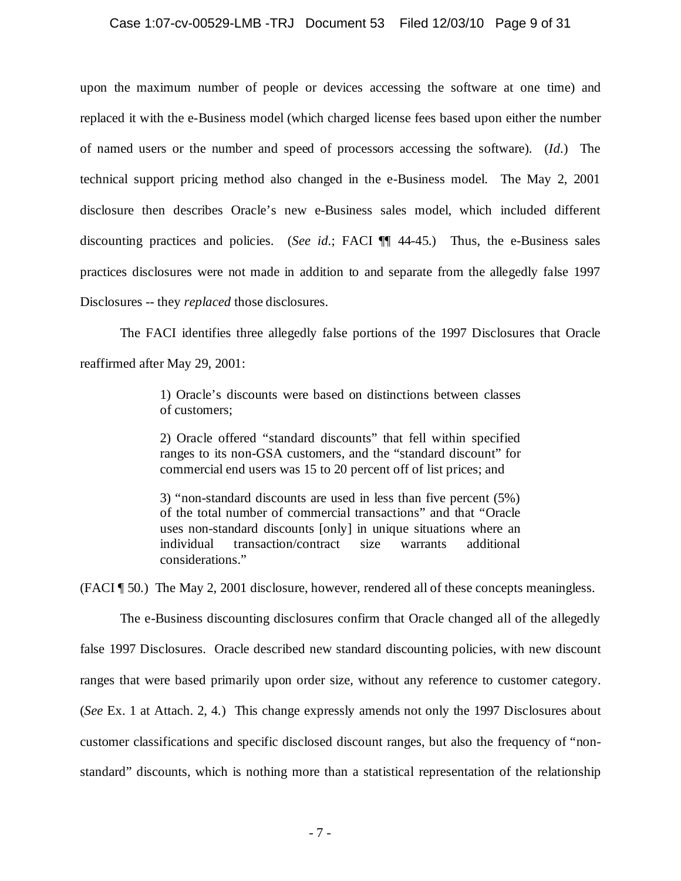upon the maximum number of people or devices accessing the software at one time) and replaced it with the e-Business model (which charged license fees based upon either the number of named users or the number and speed of processors accessing the software). (*Id.*) The technical support pricing method also changed in the e-Business model. The May 2, 2001 disclosure then describes Oracle's new e-Business sales model, which included different discounting practices and policies. (*See id.*; FACI ¶¶ 44-45.) Thus, the e-Business sales practices disclosures were not made in addition to and separate from the allegedly false 1997 Disclosures -- they *replaced* those disclosures.

The FACI identifies three allegedly false portions of the 1997 Disclosures that Oracle reaffirmed after May 29, 2001:

> 1) Oracle's discounts were based on distinctions between classes of customers;
>
> 2) Oracle offered "standard discounts" that fell within specified ranges to its non-GSA customers, and the "standard discount" for commercial end users was 15 to 20 percent off of list prices; and
>
> 3) "non-standard discounts are used in less than five percent (5%) of the total number of commercial transactions" and that "Oracle uses non-standard discounts [only] in unique situations where an individual transaction/contract size warrants additional considerations."

(FACI ¶ 50.) The May 2, 2001 disclosure, however, rendered all of these concepts meaningless.

The e-Business discounting disclosures confirm that Oracle changed all of the allegedly false 1997 Disclosures. Oracle described new standard discounting policies, with new discount ranges that were based primarily upon order size, without any reference to customer category. (*See* Ex. 1 at Attach. 2, 4.) This change expressly amends not only the 1997 Disclosures about customer classifications and specific disclosed discount ranges, but also the frequency of "non-standard" discounts, which is nothing more than a statistical representation of the relationship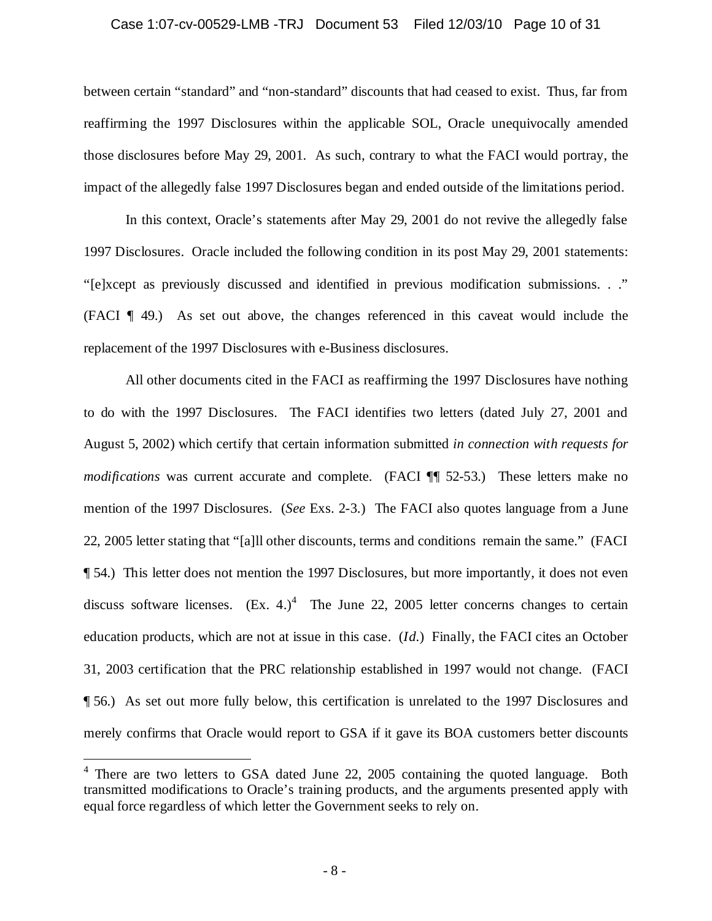between certain "standard" and "non-standard" discounts that had ceased to exist. Thus, far from reaffirming the 1997 Disclosures within the applicable SOL, Oracle unequivocally amended those disclosures before May 29, 2001. As such, contrary to what the FACI would portray, the impact of the allegedly false 1997 Disclosures began and ended outside of the limitations period.

In this context, Oracle's statements after May 29, 2001 do not revive the allegedly false 1997 Disclosures. Oracle included the following condition in its post May 29, 2001 statements: "[e]xcept as previously discussed and identified in previous modification submissions. . ." (FACI ¶ 49.) As set out above, the changes referenced in this caveat would include the replacement of the 1997 Disclosures with e-Business disclosures.

All other documents cited in the FACI as reaffirming the 1997 Disclosures have nothing to do with the 1997 Disclosures. The FACI identifies two letters (dated July 27, 2001 and August 5, 2002) which certify that certain information submitted *in connection with requests for modifications* was current accurate and complete. (FACI ¶¶ 52-53.) These letters make no mention of the 1997 Disclosures. (*See* Exs. 2-3.) The FACI also quotes language from a June 22, 2005 letter stating that "[a]ll other discounts, terms and conditions remain the same." (FACI ¶ 54.) This letter does not mention the 1997 Disclosures, but more importantly, it does not even discuss software licenses. (Ex. 4.)[4] The June 22, 2005 letter concerns changes to certain education products, which are not at issue in this case. (*Id.*) Finally, the FACI cites an October 31, 2003 certification that the PRC relationship established in 1997 would not change. (FACI ¶ 56.) As set out more fully below, this certification is unrelated to the 1997 Disclosures and merely confirms that Oracle would report to GSA if it gave its BOA customers better discounts

[4] There are two letters to GSA dated June 22, 2005 containing the quoted language. Both transmitted modifications to Oracle's training products, and the arguments presented apply with equal force regardless of which letter the Government seeks to rely on.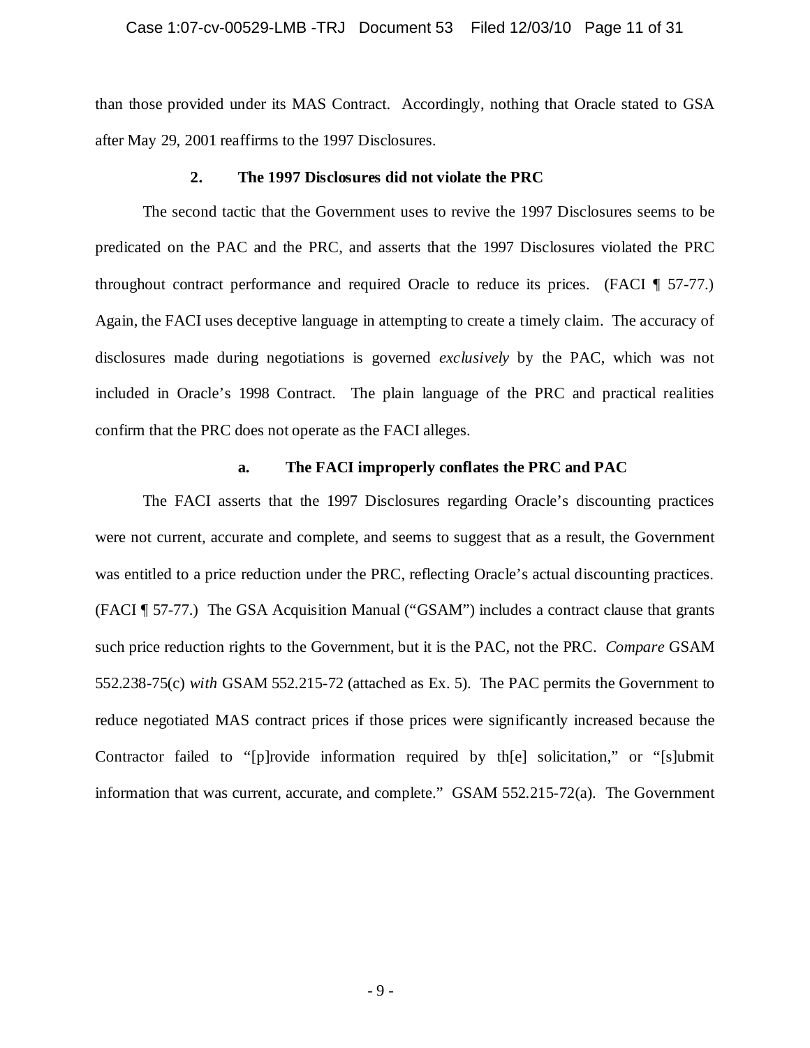than those provided under its MAS Contract. Accordingly, nothing that Oracle stated to GSA after May 29, 2001 reaffirms to the 1997 Disclosures.

### 2. The 1997 Disclosures did not violate the PRC

The second tactic that the Government uses to revive the 1997 Disclosures seems to be predicated on the PAC and the PRC, and asserts that the 1997 Disclosures violated the PRC throughout contract performance and required Oracle to reduce its prices. (FACI ¶ 57-77.) Again, the FACI uses deceptive language in attempting to create a timely claim. The accuracy of disclosures made during negotiations is governed *exclusively* by the PAC, which was not included in Oracle's 1998 Contract. The plain language of the PRC and practical realities confirm that the PRC does not operate as the FACI alleges.

#### a. The FACI improperly conflates the PRC and PAC

The FACI asserts that the 1997 Disclosures regarding Oracle's discounting practices were not current, accurate and complete, and seems to suggest that as a result, the Government was entitled to a price reduction under the PRC, reflecting Oracle's actual discounting practices. (FACI ¶ 57-77.) The GSA Acquisition Manual ("GSAM") includes a contract clause that grants such price reduction rights to the Government, but it is the PAC, not the PRC. *Compare* GSAM 552.238-75(c) *with* GSAM 552.215-72 (attached as Ex. 5). The PAC permits the Government to reduce negotiated MAS contract prices if those prices were significantly increased because the Contractor failed to "[p]rovide information required by th[e] solicitation," or "[s]ubmit information that was current, accurate, and complete." GSAM 552.215-72(a). The Government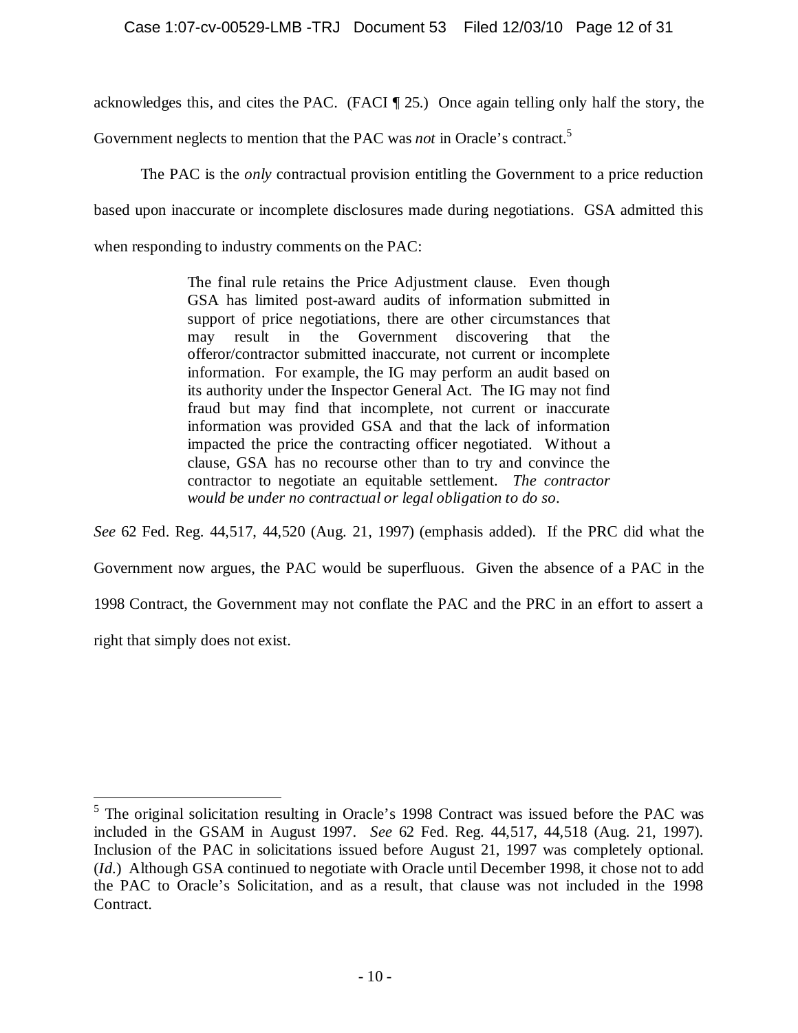acknowledges this, and cites the PAC. (FACI ¶ 25.) Once again telling only half the story, the Government neglects to mention that the PAC was *not* in Oracle's contract.[5]

The PAC is the *only* contractual provision entitling the Government to a price reduction based upon inaccurate or incomplete disclosures made during negotiations. GSA admitted this when responding to industry comments on the PAC:

> The final rule retains the Price Adjustment clause. Even though GSA has limited post-award audits of information submitted in support of price negotiations, there are other circumstances that may result in the Government discovering that the offeror/contractor submitted inaccurate, not current or incomplete information. For example, the IG may perform an audit based on its authority under the Inspector General Act. The IG may not find fraud but may find that incomplete, not current or inaccurate information was provided GSA and that the lack of information impacted the price the contracting officer negotiated. Without a clause, GSA has no recourse other than to try and convince the contractor to negotiate an equitable settlement. *The contractor would be under no contractual or legal obligation to do so*.

*See* 62 Fed. Reg. 44,517, 44,520 (Aug. 21, 1997) (emphasis added). If the PRC did what the Government now argues, the PAC would be superfluous. Given the absence of a PAC in the 1998 Contract, the Government may not conflate the PAC and the PRC in an effort to assert a right that simply does not exist.

---

[5] The original solicitation resulting in Oracle's 1998 Contract was issued before the PAC was included in the GSAM in August 1997. *See* 62 Fed. Reg. 44,517, 44,518 (Aug. 21, 1997). Inclusion of the PAC in solicitations issued before August 21, 1997 was completely optional. (*Id.*) Although GSA continued to negotiate with Oracle until December 1998, it chose not to add the PAC to Oracle's Solicitation, and as a result, that clause was not included in the 1998 Contract.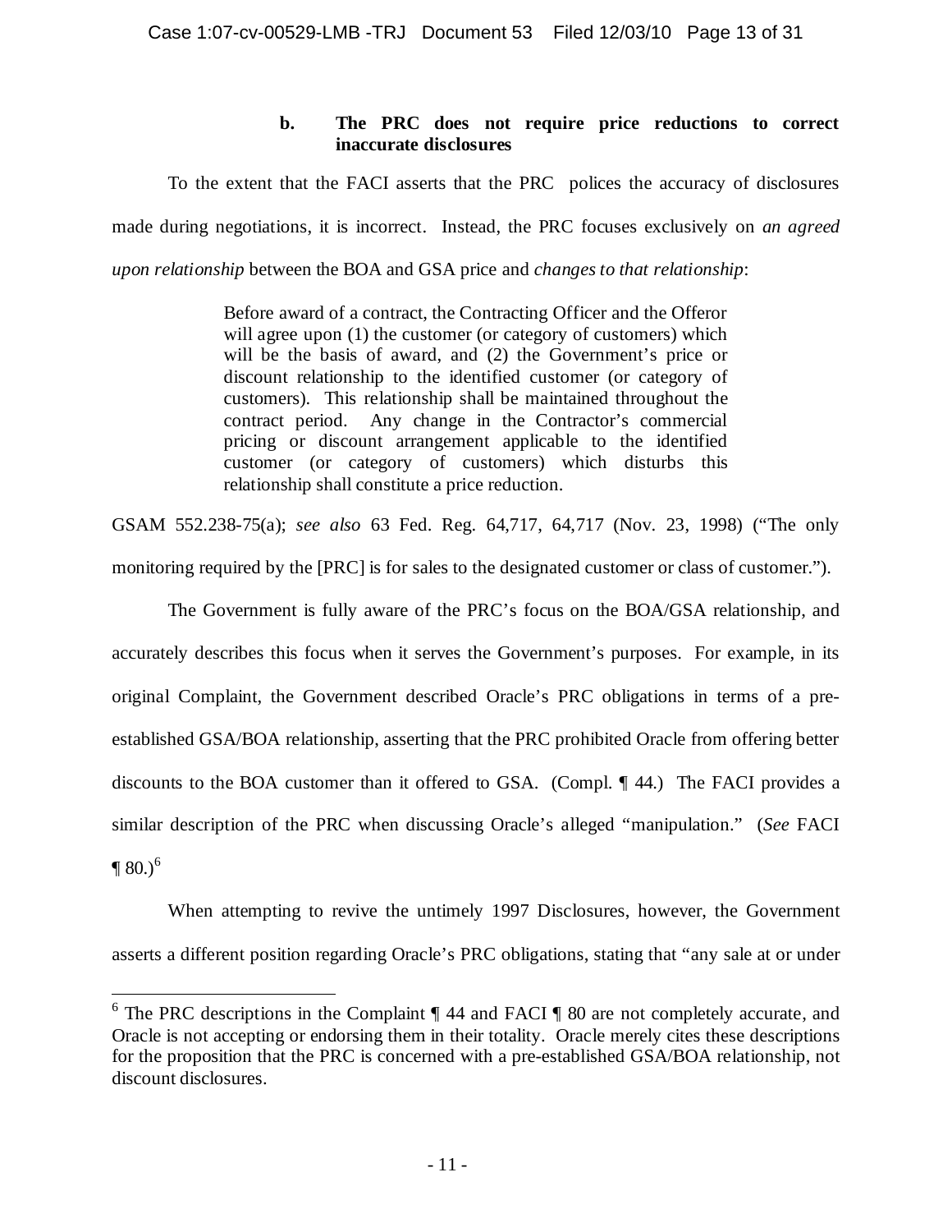### b. The PRC does not require price reductions to correct inaccurate disclosures

To the extent that the FACI asserts that the PRC polices the accuracy of disclosures made during negotiations, it is incorrect. Instead, the PRC focuses exclusively on *an agreed upon relationship* between the BOA and GSA price and *changes to that relationship*:

> Before award of a contract, the Contracting Officer and the Offeror will agree upon (1) the customer (or category of customers) which will be the basis of award, and (2) the Government's price or discount relationship to the identified customer (or category of customers). This relationship shall be maintained throughout the contract period. Any change in the Contractor's commercial pricing or discount arrangement applicable to the identified customer (or category of customers) which disturbs this relationship shall constitute a price reduction.

GSAM 552.238-75(a); *see also* 63 Fed. Reg. 64,717, 64,717 (Nov. 23, 1998) ("The only monitoring required by the [PRC] is for sales to the designated customer or class of customer.").

The Government is fully aware of the PRC's focus on the BOA/GSA relationship, and accurately describes this focus when it serves the Government's purposes. For example, in its original Complaint, the Government described Oracle's PRC obligations in terms of a pre-established GSA/BOA relationship, asserting that the PRC prohibited Oracle from offering better discounts to the BOA customer than it offered to GSA. (Compl. ¶ 44.) The FACI provides a similar description of the PRC when discussing Oracle's alleged "manipulation." (*See* FACI ¶ 80.)[6]

When attempting to revive the untimely 1997 Disclosures, however, the Government asserts a different position regarding Oracle's PRC obligations, stating that "any sale at or under

---

[6] The PRC descriptions in the Complaint ¶ 44 and FACI ¶ 80 are not completely accurate, and Oracle is not accepting or endorsing them in their totality. Oracle merely cites these descriptions for the proposition that the PRC is concerned with a pre-established GSA/BOA relationship, not discount disclosures.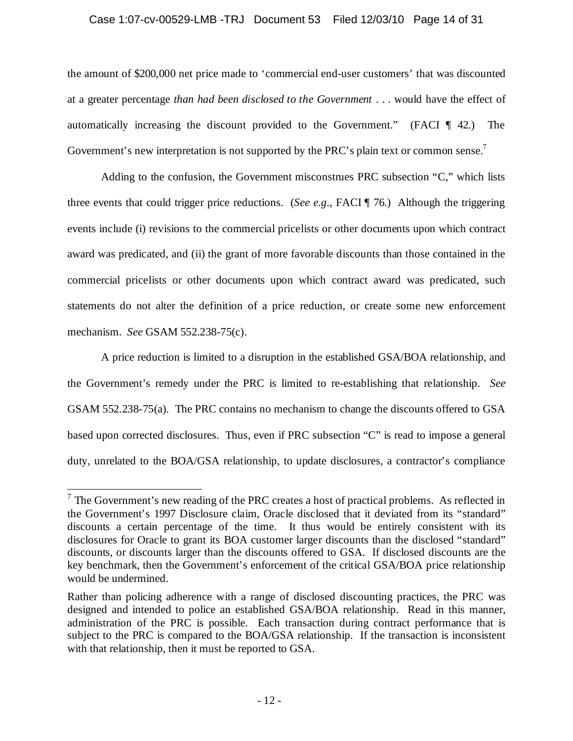the amount of $200,000 net price made to 'commercial end-user customers' that was discounted at a greater percentage *than had been disclosed to the Government* . . . would have the effect of automatically increasing the discount provided to the Government." (FACI ¶ 42.) The Government's new interpretation is not supported by the PRC's plain text or common sense.[7]

Adding to the confusion, the Government misconstrues PRC subsection "C," which lists three events that could trigger price reductions. (*See e.g.*, FACI ¶ 76.) Although the triggering events include (i) revisions to the commercial pricelists or other documents upon which contract award was predicated, and (ii) the grant of more favorable discounts than those contained in the commercial pricelists or other documents upon which contract award was predicated, such statements do not alter the definition of a price reduction, or create some new enforcement mechanism. *See* GSAM 552.238-75(c).

A price reduction is limited to a disruption in the established GSA/BOA relationship, and the Government's remedy under the PRC is limited to re-establishing that relationship. *See* GSAM 552.238-75(a). The PRC contains no mechanism to change the discounts offered to GSA based upon corrected disclosures. Thus, even if PRC subsection "C" is read to impose a general duty, unrelated to the BOA/GSA relationship, to update disclosures, a contractor's compliance

---

[7] The Government's new reading of the PRC creates a host of practical problems. As reflected in the Government's 1997 Disclosure claim, Oracle disclosed that it deviated from its "standard" discounts a certain percentage of the time. It thus would be entirely consistent with its disclosures for Oracle to grant its BOA customer larger discounts than the disclosed "standard" discounts, or discounts larger than the discounts offered to GSA. If disclosed discounts are the key benchmark, then the Government's enforcement of the critical GSA/BOA price relationship would be undermined.

Rather than policing adherence with a range of disclosed discounting practices, the PRC was designed and intended to police an established GSA/BOA relationship. Read in this manner, administration of the PRC is possible. Each transaction during contract performance that is subject to the PRC is compared to the BOA/GSA relationship. If the transaction is inconsistent with that relationship, then it must be reported to GSA.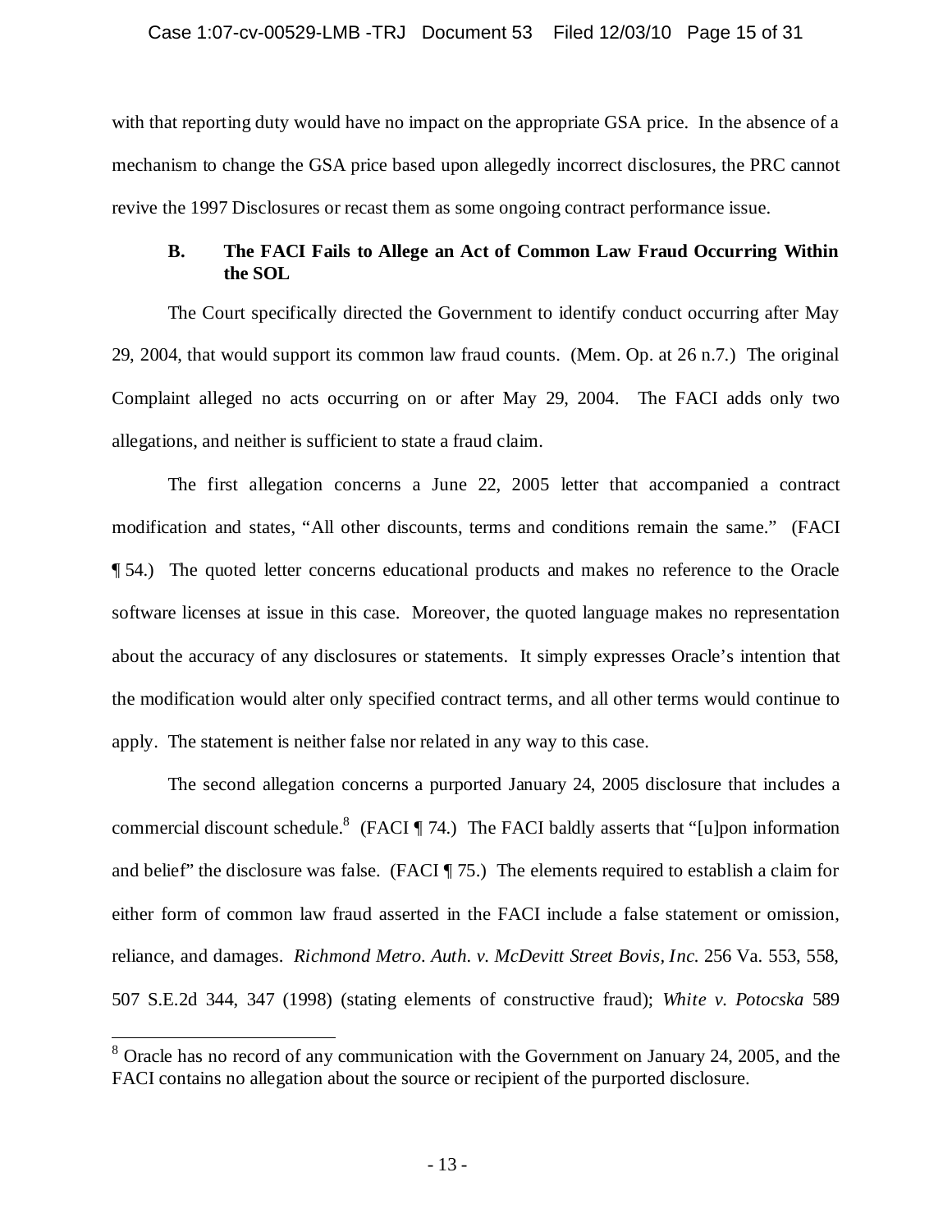with that reporting duty would have no impact on the appropriate GSA price. In the absence of a mechanism to change the GSA price based upon allegedly incorrect disclosures, the PRC cannot revive the 1997 Disclosures or recast them as some ongoing contract performance issue.

### B. The FACI Fails to Allege an Act of Common Law Fraud Occurring Within the SOL

The Court specifically directed the Government to identify conduct occurring after May 29, 2004, that would support its common law fraud counts. (Mem. Op. at 26 n.7.) The original Complaint alleged no acts occurring on or after May 29, 2004. The FACI adds only two allegations, and neither is sufficient to state a fraud claim.

The first allegation concerns a June 22, 2005 letter that accompanied a contract modification and states, "All other discounts, terms and conditions remain the same." (FACI ¶ 54.) The quoted letter concerns educational products and makes no reference to the Oracle software licenses at issue in this case. Moreover, the quoted language makes no representation about the accuracy of any disclosures or statements. It simply expresses Oracle's intention that the modification would alter only specified contract terms, and all other terms would continue to apply. The statement is neither false nor related in any way to this case.

The second allegation concerns a purported January 24, 2005 disclosure that includes a commercial discount schedule.[8] (FACI ¶ 74.) The FACI baldly asserts that "[u]pon information and belief" the disclosure was false. (FACI ¶ 75.) The elements required to establish a claim for either form of common law fraud asserted in the FACI include a false statement or omission, reliance, and damages. *Richmond Metro. Auth. v. McDevitt Street Bovis, Inc.* 256 Va. 553, 558, 507 S.E.2d 344, 347 (1998) (stating elements of constructive fraud); *White v. Potocska* 589

---

[8] Oracle has no record of any communication with the Government on January 24, 2005, and the FACI contains no allegation about the source or recipient of the purported disclosure.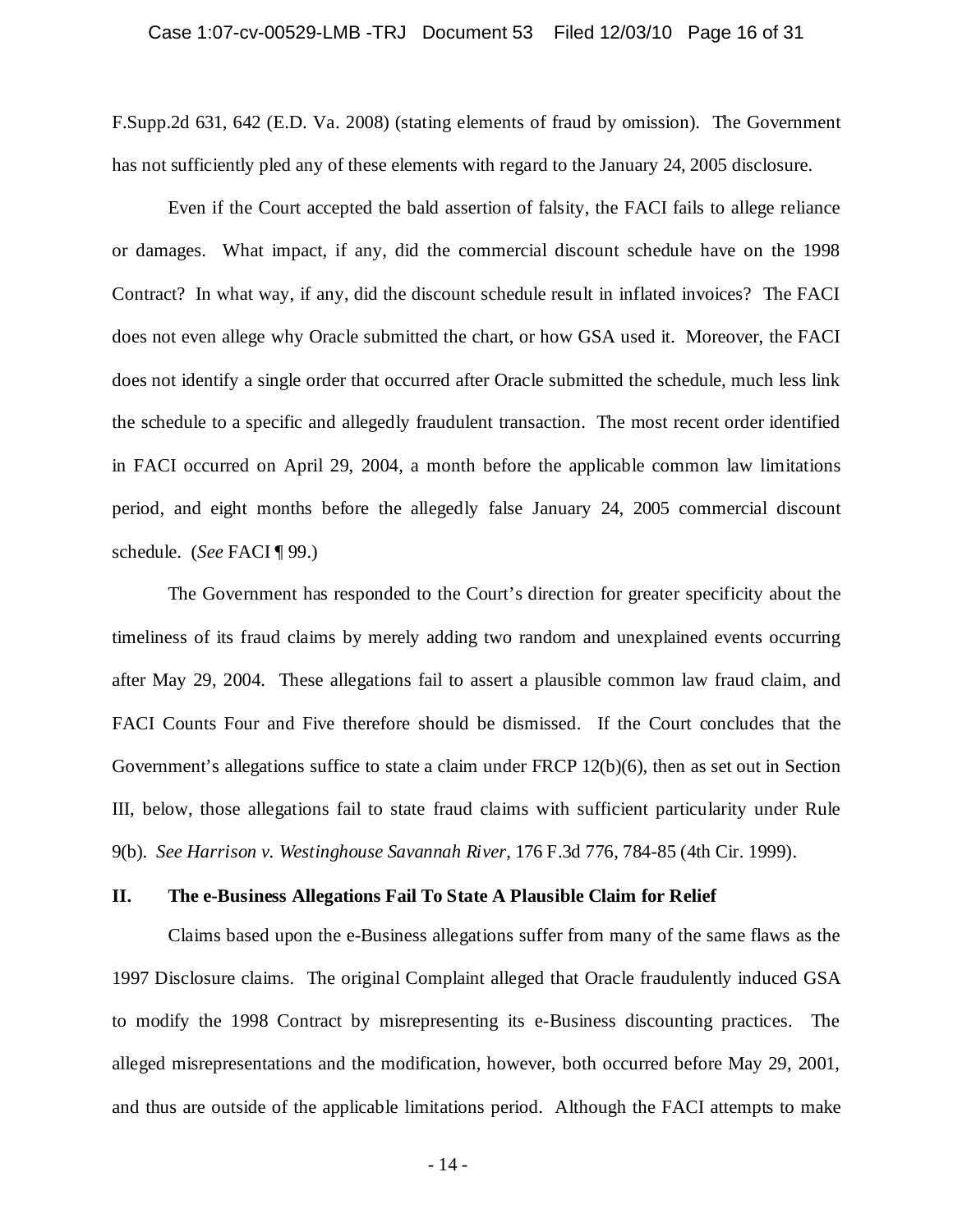F.Supp.2d 631, 642 (E.D. Va. 2008) (stating elements of fraud by omission). The Government has not sufficiently pled any of these elements with regard to the January 24, 2005 disclosure.

Even if the Court accepted the bald assertion of falsity, the FACI fails to allege reliance or damages. What impact, if any, did the commercial discount schedule have on the 1998 Contract? In what way, if any, did the discount schedule result in inflated invoices? The FACI does not even allege why Oracle submitted the chart, or how GSA used it. Moreover, the FACI does not identify a single order that occurred after Oracle submitted the schedule, much less link the schedule to a specific and allegedly fraudulent transaction. The most recent order identified in FACI occurred on April 29, 2004, a month before the applicable common law limitations period, and eight months before the allegedly false January 24, 2005 commercial discount schedule. (*See* FACI ¶ 99.)

The Government has responded to the Court's direction for greater specificity about the timeliness of its fraud claims by merely adding two random and unexplained events occurring after May 29, 2004. These allegations fail to assert a plausible common law fraud claim, and FACI Counts Four and Five therefore should be dismissed. If the Court concludes that the Government's allegations suffice to state a claim under FRCP 12(b)(6), then as set out in Section III, below, those allegations fail to state fraud claims with sufficient particularity under Rule 9(b). *See Harrison v. Westinghouse Savannah River*, 176 F.3d 776, 784-85 (4th Cir. 1999).

## II. The e-Business Allegations Fail To State A Plausible Claim for Relief

Claims based upon the e-Business allegations suffer from many of the same flaws as the 1997 Disclosure claims. The original Complaint alleged that Oracle fraudulently induced GSA to modify the 1998 Contract by misrepresenting its e-Business discounting practices. The alleged misrepresentations and the modification, however, both occurred before May 29, 2001, and thus are outside of the applicable limitations period. Although the FACI attempts to make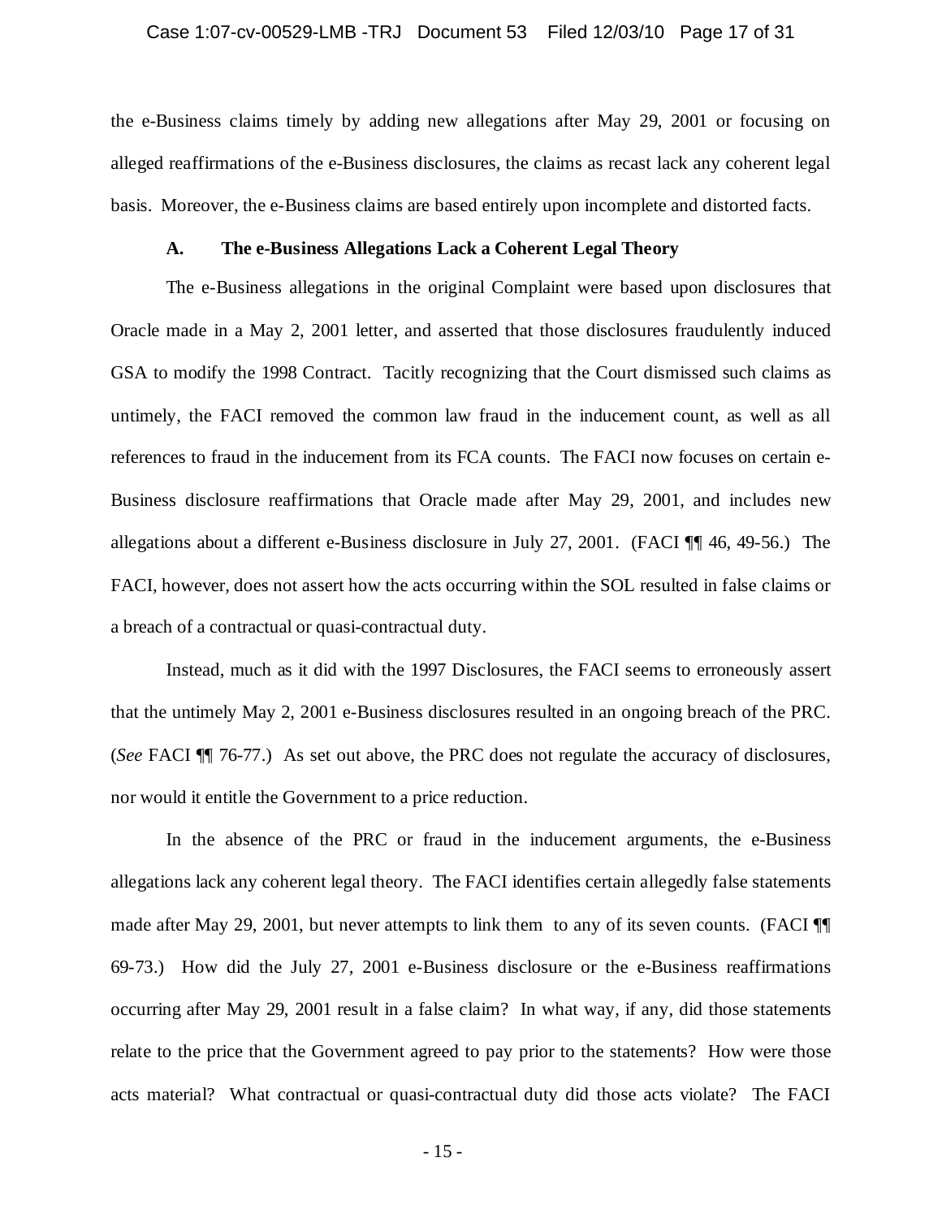the e-Business claims timely by adding new allegations after May 29, 2001 or focusing on alleged reaffirmations of the e-Business disclosures, the claims as recast lack any coherent legal basis. Moreover, the e-Business claims are based entirely upon incomplete and distorted facts.

### A. The e-Business Allegations Lack a Coherent Legal Theory

The e-Business allegations in the original Complaint were based upon disclosures that Oracle made in a May 2, 2001 letter, and asserted that those disclosures fraudulently induced GSA to modify the 1998 Contract. Tacitly recognizing that the Court dismissed such claims as untimely, the FACI removed the common law fraud in the inducement count, as well as all references to fraud in the inducement from its FCA counts. The FACI now focuses on certain e-Business disclosure reaffirmations that Oracle made after May 29, 2001, and includes new allegations about a different e-Business disclosure in July 27, 2001. (FACI ¶¶ 46, 49-56.) The FACI, however, does not assert how the acts occurring within the SOL resulted in false claims or a breach of a contractual or quasi-contractual duty.

Instead, much as it did with the 1997 Disclosures, the FACI seems to erroneously assert that the untimely May 2, 2001 e-Business disclosures resulted in an ongoing breach of the PRC. (*See* FACI ¶¶ 76-77.) As set out above, the PRC does not regulate the accuracy of disclosures, nor would it entitle the Government to a price reduction.

In the absence of the PRC or fraud in the inducement arguments, the e-Business allegations lack any coherent legal theory. The FACI identifies certain allegedly false statements made after May 29, 2001, but never attempts to link them to any of its seven counts. (FACI ¶¶ 69-73.) How did the July 27, 2001 e-Business disclosure or the e-Business reaffirmations occurring after May 29, 2001 result in a false claim? In what way, if any, did those statements relate to the price that the Government agreed to pay prior to the statements? How were those acts material? What contractual or quasi-contractual duty did those acts violate? The FACI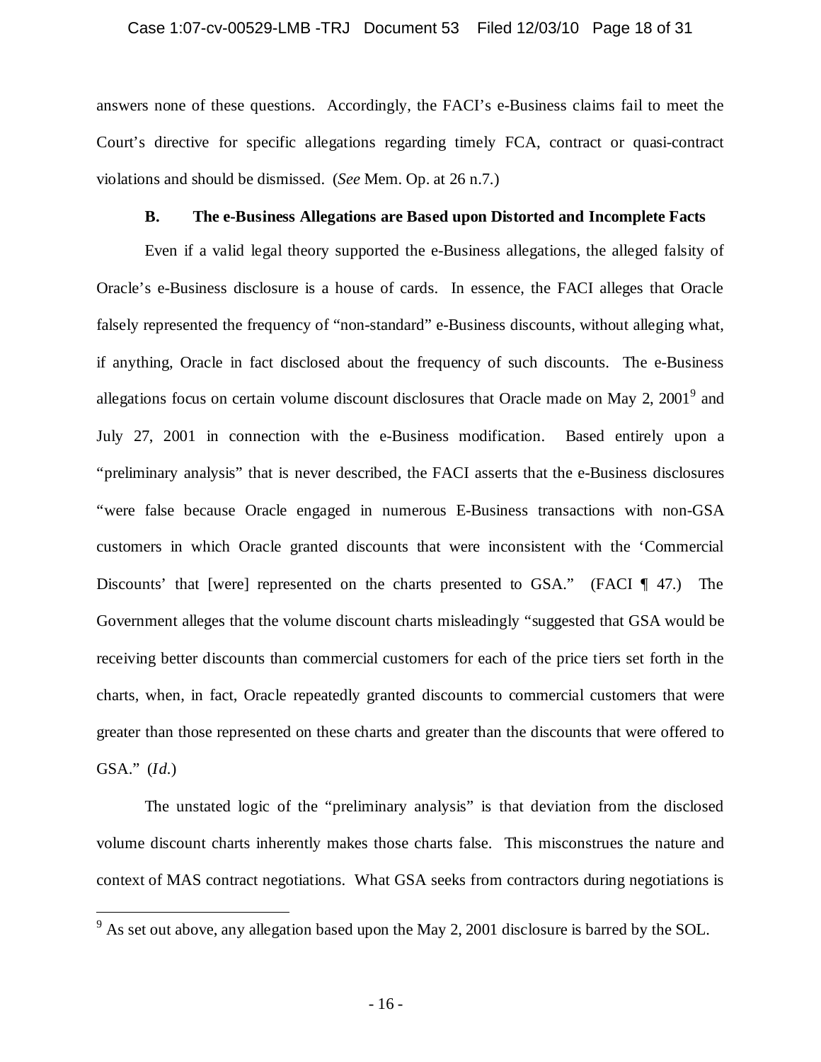answers none of these questions. Accordingly, the FACI's e-Business claims fail to meet the Court's directive for specific allegations regarding timely FCA, contract or quasi-contract violations and should be dismissed. (*See* Mem. Op. at 26 n.7.)

### B. The e-Business Allegations are Based upon Distorted and Incomplete Facts

Even if a valid legal theory supported the e-Business allegations, the alleged falsity of Oracle's e-Business disclosure is a house of cards. In essence, the FACI alleges that Oracle falsely represented the frequency of "non-standard" e-Business discounts, without alleging what, if anything, Oracle in fact disclosed about the frequency of such discounts. The e-Business allegations focus on certain volume discount disclosures that Oracle made on May 2, 2001[9] and July 27, 2001 in connection with the e-Business modification. Based entirely upon a "preliminary analysis" that is never described, the FACI asserts that the e-Business disclosures "were false because Oracle engaged in numerous E-Business transactions with non-GSA customers in which Oracle granted discounts that were inconsistent with the 'Commercial Discounts' that [were] represented on the charts presented to GSA." (FACI ¶ 47.) The Government alleges that the volume discount charts misleadingly "suggested that GSA would be receiving better discounts than commercial customers for each of the price tiers set forth in the charts, when, in fact, Oracle repeatedly granted discounts to commercial customers that were greater than those represented on these charts and greater than the discounts that were offered to GSA." (*Id.*)

The unstated logic of the "preliminary analysis" is that deviation from the disclosed volume discount charts inherently makes those charts false. This misconstrues the nature and context of MAS contract negotiations. What GSA seeks from contractors during negotiations is

[9] As set out above, any allegation based upon the May 2, 2001 disclosure is barred by the SOL.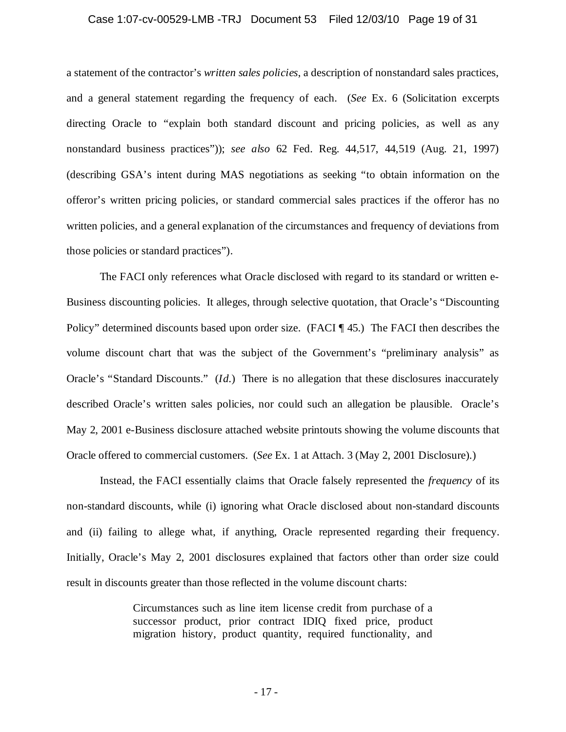a statement of the contractor's *written sales policies*, a description of nonstandard sales practices, and a general statement regarding the frequency of each. (*See* Ex. 6 (Solicitation excerpts directing Oracle to "explain both standard discount and pricing policies, as well as any nonstandard business practices")); *see also* 62 Fed. Reg. 44,517, 44,519 (Aug. 21, 1997) (describing GSA's intent during MAS negotiations as seeking "to obtain information on the offeror's written pricing policies, or standard commercial sales practices if the offeror has no written policies, and a general explanation of the circumstances and frequency of deviations from those policies or standard practices").

The FACI only references what Oracle disclosed with regard to its standard or written e-Business discounting policies. It alleges, through selective quotation, that Oracle's "Discounting Policy" determined discounts based upon order size. (FACI ¶ 45.) The FACI then describes the volume discount chart that was the subject of the Government's "preliminary analysis" as Oracle's "Standard Discounts." (*Id.*) There is no allegation that these disclosures inaccurately described Oracle's written sales policies, nor could such an allegation be plausible. Oracle's May 2, 2001 e-Business disclosure attached website printouts showing the volume discounts that Oracle offered to commercial customers. (*See* Ex. 1 at Attach. 3 (May 2, 2001 Disclosure).)

Instead, the FACI essentially claims that Oracle falsely represented the *frequency* of its non-standard discounts, while (i) ignoring what Oracle disclosed about non-standard discounts and (ii) failing to allege what, if anything, Oracle represented regarding their frequency. Initially, Oracle's May 2, 2001 disclosures explained that factors other than order size could result in discounts greater than those reflected in the volume discount charts:

> Circumstances such as line item license credit from purchase of a successor product, prior contract IDIQ fixed price, product migration history, product quantity, required functionality, and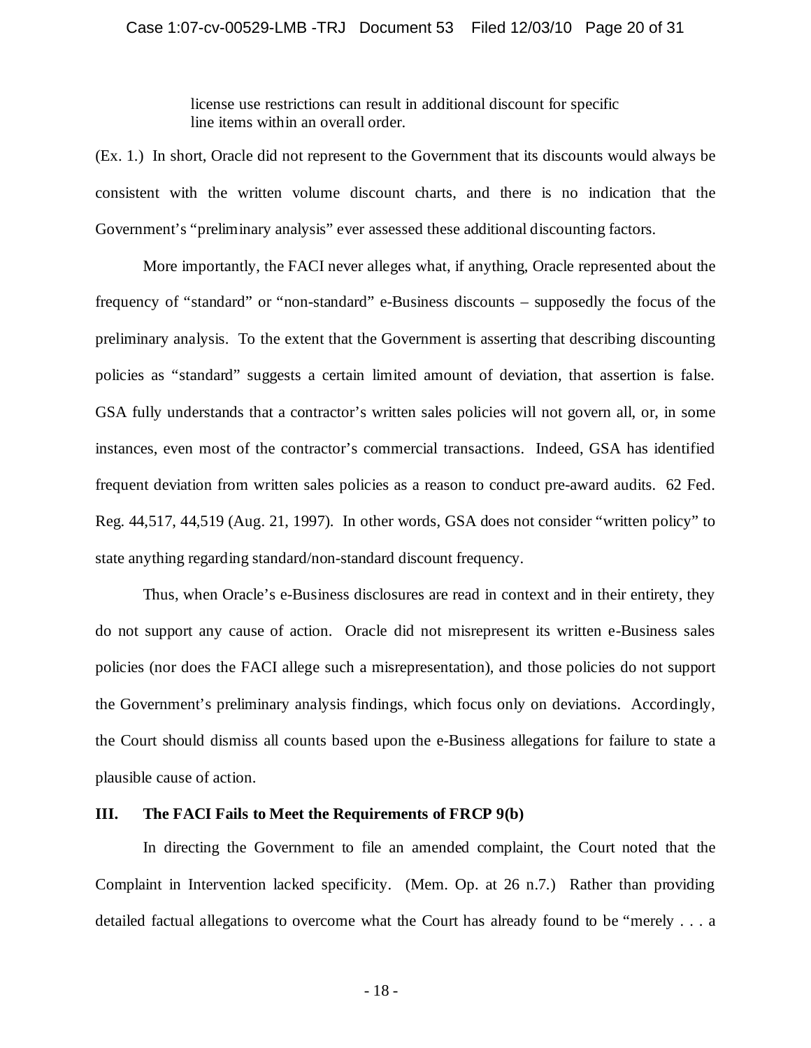> license use restrictions can result in additional discount for specific line items within an overall order.

(Ex. 1.) In short, Oracle did not represent to the Government that its discounts would always be consistent with the written volume discount charts, and there is no indication that the Government's "preliminary analysis" ever assessed these additional discounting factors.

More importantly, the FACI never alleges what, if anything, Oracle represented about the frequency of "standard" or "non-standard" e-Business discounts – supposedly the focus of the preliminary analysis. To the extent that the Government is asserting that describing discounting policies as "standard" suggests a certain limited amount of deviation, that assertion is false. GSA fully understands that a contractor's written sales policies will not govern all, or, in some instances, even most of the contractor's commercial transactions. Indeed, GSA has identified frequent deviation from written sales policies as a reason to conduct pre-award audits. 62 Fed. Reg. 44,517, 44,519 (Aug. 21, 1997). In other words, GSA does not consider "written policy" to state anything regarding standard/non-standard discount frequency.

Thus, when Oracle's e-Business disclosures are read in context and in their entirety, they do not support any cause of action. Oracle did not misrepresent its written e-Business sales policies (nor does the FACI allege such a misrepresentation), and those policies do not support the Government's preliminary analysis findings, which focus only on deviations. Accordingly, the Court should dismiss all counts based upon the e-Business allegations for failure to state a plausible cause of action.

### III. The FACI Fails to Meet the Requirements of FRCP 9(b)

In directing the Government to file an amended complaint, the Court noted that the Complaint in Intervention lacked specificity. (Mem. Op. at 26 n.7.) Rather than providing detailed factual allegations to overcome what the Court has already found to be "merely . . . a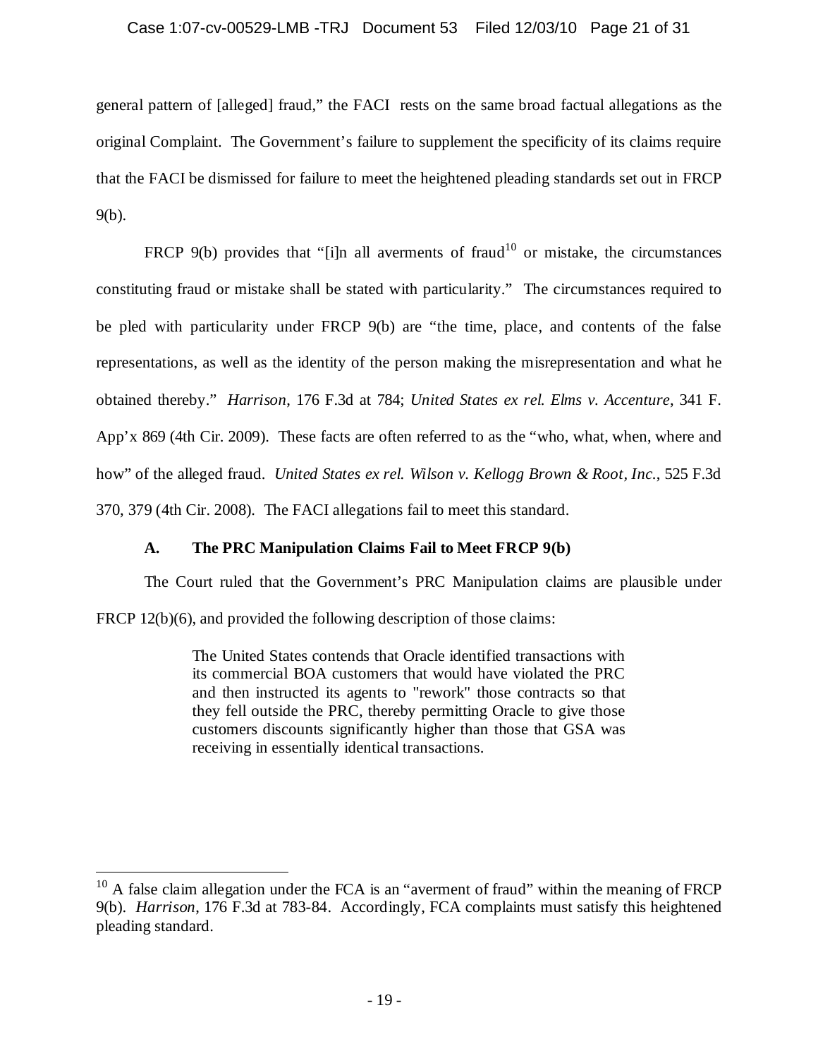general pattern of [alleged] fraud," the FACI rests on the same broad factual allegations as the original Complaint. The Government's failure to supplement the specificity of its claims require that the FACI be dismissed for failure to meet the heightened pleading standards set out in FRCP 9(b).

FRCP 9(b) provides that "[i]n all averments of fraud[10] or mistake, the circumstances constituting fraud or mistake shall be stated with particularity." The circumstances required to be pled with particularity under FRCP 9(b) are "the time, place, and contents of the false representations, as well as the identity of the person making the misrepresentation and what he obtained thereby." *Harrison*, 176 F.3d at 784; *United States ex rel. Elms v. Accenture*, 341 F. App'x 869 (4th Cir. 2009). These facts are often referred to as the "who, what, when, where and how" of the alleged fraud. *United States ex rel. Wilson v. Kellogg Brown & Root, Inc.*, 525 F.3d 370, 379 (4th Cir. 2008). The FACI allegations fail to meet this standard.

### A. The PRC Manipulation Claims Fail to Meet FRCP 9(b)

The Court ruled that the Government's PRC Manipulation claims are plausible under FRCP 12(b)(6), and provided the following description of those claims:

> The United States contends that Oracle identified transactions with its commercial BOA customers that would have violated the PRC and then instructed its agents to "rework" those contracts so that they fell outside the PRC, thereby permitting Oracle to give those customers discounts significantly higher than those that GSA was receiving in essentially identical transactions.

---

[10] A false claim allegation under the FCA is an "averment of fraud" within the meaning of FRCP 9(b). *Harrison*, 176 F.3d at 783-84. Accordingly, FCA complaints must satisfy this heightened pleading standard.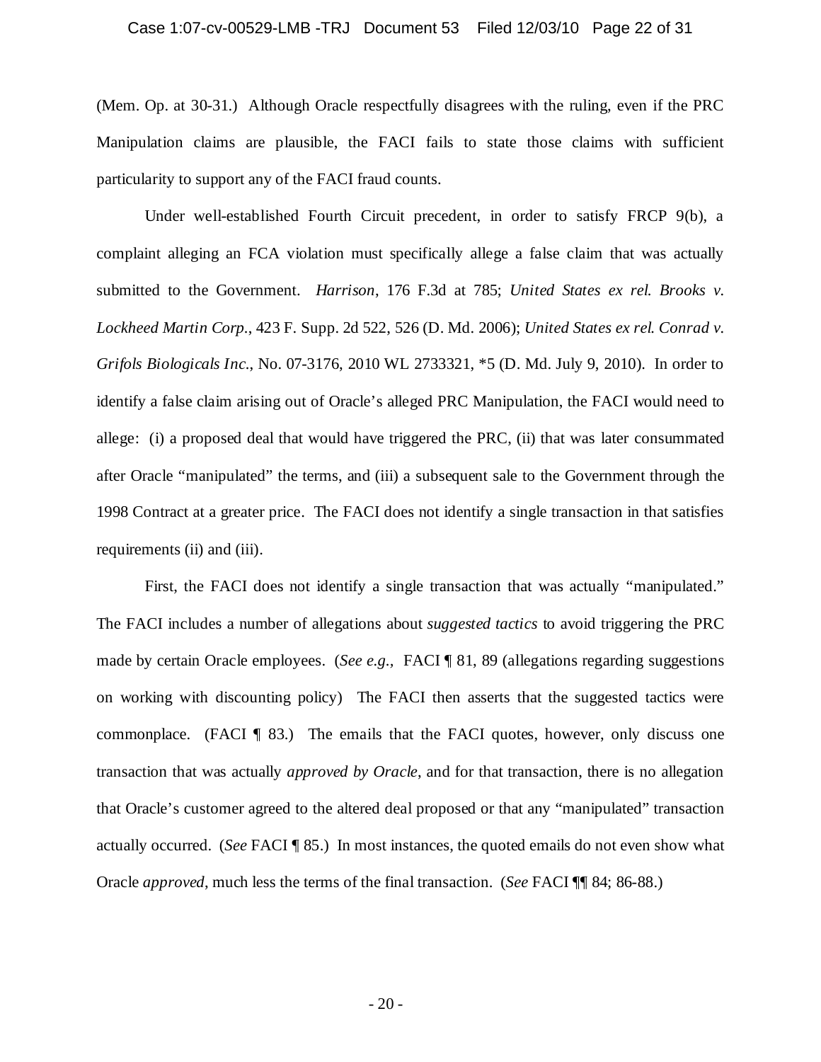(Mem. Op. at 30-31.) Although Oracle respectfully disagrees with the ruling, even if the PRC Manipulation claims are plausible, the FACI fails to state those claims with sufficient particularity to support any of the FACI fraud counts.

Under well-established Fourth Circuit precedent, in order to satisfy FRCP 9(b), a complaint alleging an FCA violation must specifically allege a false claim that was actually submitted to the Government. *Harrison*, 176 F.3d at 785; *United States ex rel. Brooks v. Lockheed Martin Corp.*, 423 F. Supp. 2d 522, 526 (D. Md. 2006); *United States ex rel. Conrad v. Grifols Biologicals Inc.*, No. 07-3176, 2010 WL 2733321, *5 (D. Md. July 9, 2010). In order to identify a false claim arising out of Oracle's alleged PRC Manipulation, the FACI would need to allege: (i) a proposed deal that would have triggered the PRC, (ii) that was later consummated after Oracle "manipulated" the terms, and (iii) a subsequent sale to the Government through the 1998 Contract at a greater price. The FACI does not identify a single transaction in that satisfies requirements (ii) and (iii).

First, the FACI does not identify a single transaction that was actually "manipulated." The FACI includes a number of allegations about *suggested tactics* to avoid triggering the PRC made by certain Oracle employees. (*See e.g.,* FACI ¶ 81, 89 (allegations regarding suggestions on working with discounting policy) The FACI then asserts that the suggested tactics were commonplace. (FACI ¶ 83.) The emails that the FACI quotes, however, only discuss one transaction that was actually *approved by Oracle*, and for that transaction, there is no allegation that Oracle's customer agreed to the altered deal proposed or that any "manipulated" transaction actually occurred. (*See* FACI ¶ 85.) In most instances, the quoted emails do not even show what Oracle *approved*, much less the terms of the final transaction. (*See* FACI ¶¶ 84; 86-88.)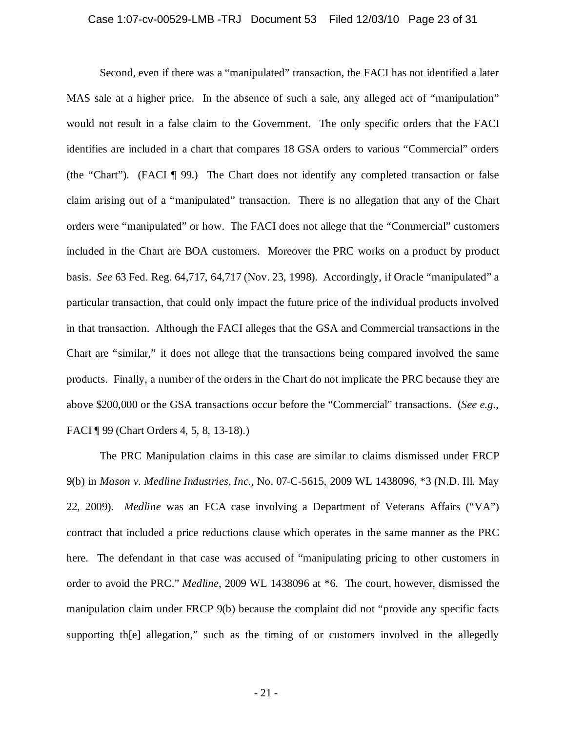Second, even if there was a "manipulated" transaction, the FACI has not identified a later MAS sale at a higher price. In the absence of such a sale, any alleged act of "manipulation" would not result in a false claim to the Government. The only specific orders that the FACI identifies are included in a chart that compares 18 GSA orders to various "Commercial" orders (the "Chart"). (FACI ¶ 99.) The Chart does not identify any completed transaction or false claim arising out of a "manipulated" transaction. There is no allegation that any of the Chart orders were "manipulated" or how. The FACI does not allege that the "Commercial" customers included in the Chart are BOA customers. Moreover the PRC works on a product by product basis. *See* 63 Fed. Reg. 64,717, 64,717 (Nov. 23, 1998). Accordingly, if Oracle "manipulated" a particular transaction, that could only impact the future price of the individual products involved in that transaction. Although the FACI alleges that the GSA and Commercial transactions in the Chart are "similar," it does not allege that the transactions being compared involved the same products. Finally, a number of the orders in the Chart do not implicate the PRC because they are above $200,000 or the GSA transactions occur before the "Commercial" transactions. (*See e.g.*, FACI ¶ 99 (Chart Orders 4, 5, 8, 13-18).)

The PRC Manipulation claims in this case are similar to claims dismissed under FRCP 9(b) in *Mason v. Medline Industries, Inc.*, No. 07-C-5615, 2009 WL 1438096, *3 (N.D. Ill. May 22, 2009). *Medline* was an FCA case involving a Department of Veterans Affairs ("VA") contract that included a price reductions clause which operates in the same manner as the PRC here. The defendant in that case was accused of "manipulating pricing to other customers in order to avoid the PRC." *Medline*, 2009 WL 1438096 at *6. The court, however, dismissed the manipulation claim under FRCP 9(b) because the complaint did not "provide any specific facts supporting th[e] allegation," such as the timing of or customers involved in the allegedly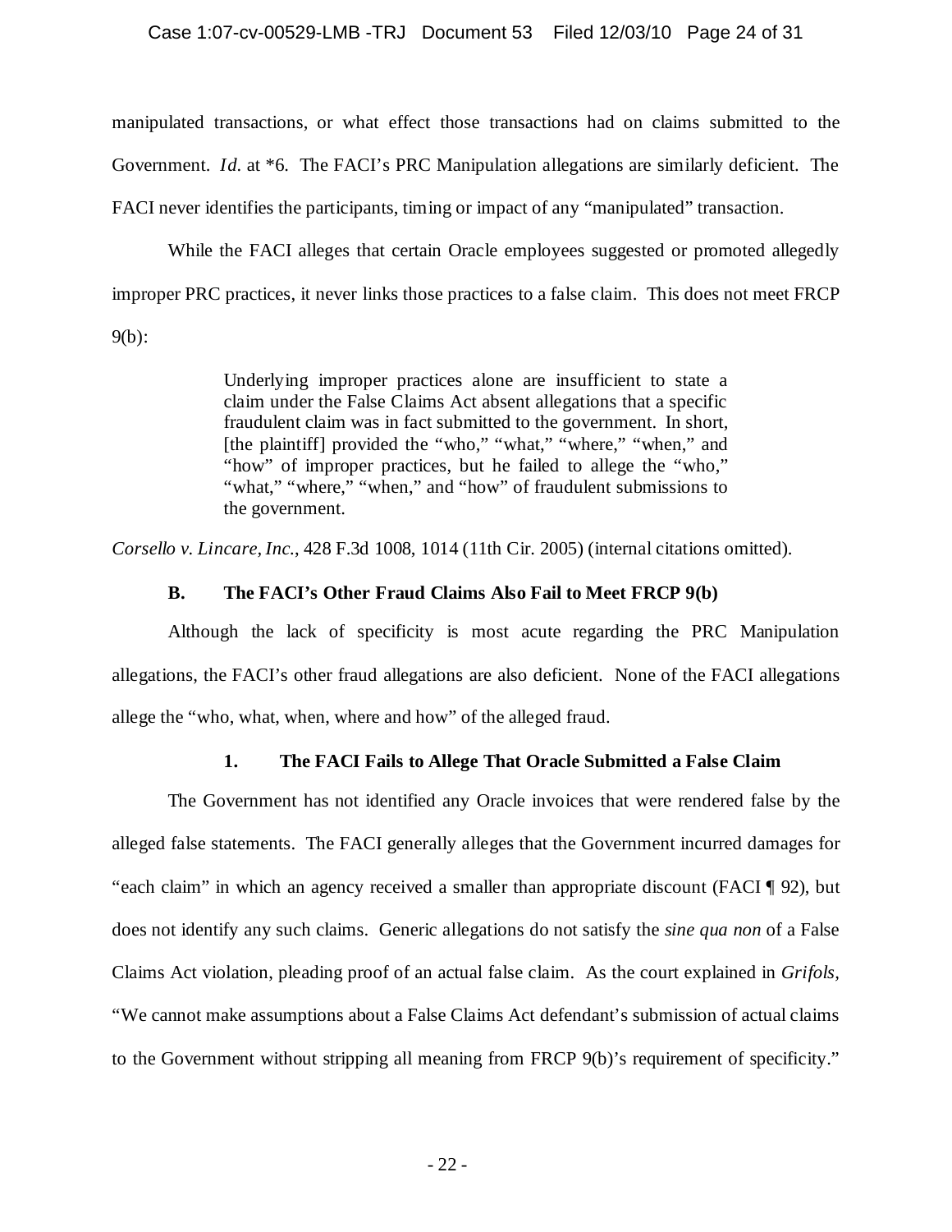manipulated transactions, or what effect those transactions had on claims submitted to the Government. *Id.* at *6. The FACI's PRC Manipulation allegations are similarly deficient. The FACI never identifies the participants, timing or impact of any "manipulated" transaction.

While the FACI alleges that certain Oracle employees suggested or promoted allegedly improper PRC practices, it never links those practices to a false claim. This does not meet FRCP 9(b):

> Underlying improper practices alone are insufficient to state a claim under the False Claims Act absent allegations that a specific fraudulent claim was in fact submitted to the government. In short, [the plaintiff] provided the "who," "what," "where," "when," and "how" of improper practices, but he failed to allege the "who," "what," "where," "when," and "how" of fraudulent submissions to the government.

*Corsello v. Lincare, Inc.*, 428 F.3d 1008, 1014 (11th Cir. 2005) (internal citations omitted).

### B. The FACI's Other Fraud Claims Also Fail to Meet FRCP 9(b)

Although the lack of specificity is most acute regarding the PRC Manipulation allegations, the FACI's other fraud allegations are also deficient. None of the FACI allegations allege the "who, what, when, where and how" of the alleged fraud.

#### 1. The FACI Fails to Allege That Oracle Submitted a False Claim

The Government has not identified any Oracle invoices that were rendered false by the alleged false statements. The FACI generally alleges that the Government incurred damages for "each claim" in which an agency received a smaller than appropriate discount (FACI ¶ 92), but does not identify any such claims. Generic allegations do not satisfy the *sine qua non* of a False Claims Act violation, pleading proof of an actual false claim. As the court explained in *Grifols*, "We cannot make assumptions about a False Claims Act defendant's submission of actual claims to the Government without stripping all meaning from FRCP 9(b)'s requirement of specificity."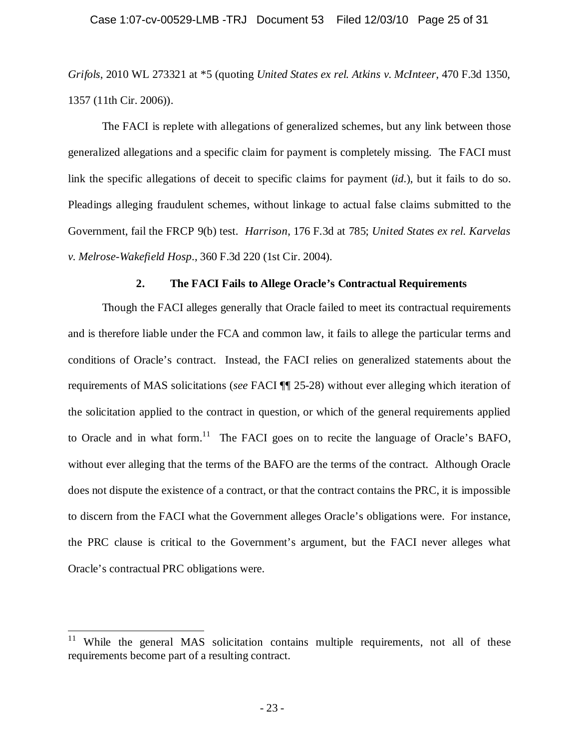*Grifols*, 2010 WL 273321 at *5 (quoting *United States ex rel. Atkins v. McInteer*, 470 F.3d 1350, 1357 (11th Cir. 2006)).

The FACI is replete with allegations of generalized schemes, but any link between those generalized allegations and a specific claim for payment is completely missing. The FACI must link the specific allegations of deceit to specific claims for payment (*id.*), but it fails to do so. Pleadings alleging fraudulent schemes, without linkage to actual false claims submitted to the Government, fail the FRCP 9(b) test. *Harrison*, 176 F.3d at 785; *United States ex rel. Karvelas v. Melrose-Wakefield Hosp.*, 360 F.3d 220 (1st Cir. 2004).

### 2. The FACI Fails to Allege Oracle's Contractual Requirements

Though the FACI alleges generally that Oracle failed to meet its contractual requirements and is therefore liable under the FCA and common law, it fails to allege the particular terms and conditions of Oracle's contract. Instead, the FACI relies on generalized statements about the requirements of MAS solicitations (*see* FACI ¶¶ 25-28) without ever alleging which iteration of the solicitation applied to the contract in question, or which of the general requirements applied to Oracle and in what form.[11] The FACI goes on to recite the language of Oracle's BAFO, without ever alleging that the terms of the BAFO are the terms of the contract. Although Oracle does not dispute the existence of a contract, or that the contract contains the PRC, it is impossible to discern from the FACI what the Government alleges Oracle's obligations were. For instance, the PRC clause is critical to the Government's argument, but the FACI never alleges what Oracle's contractual PRC obligations were.

[11] While the general MAS solicitation contains multiple requirements, not all of these requirements become part of a resulting contract.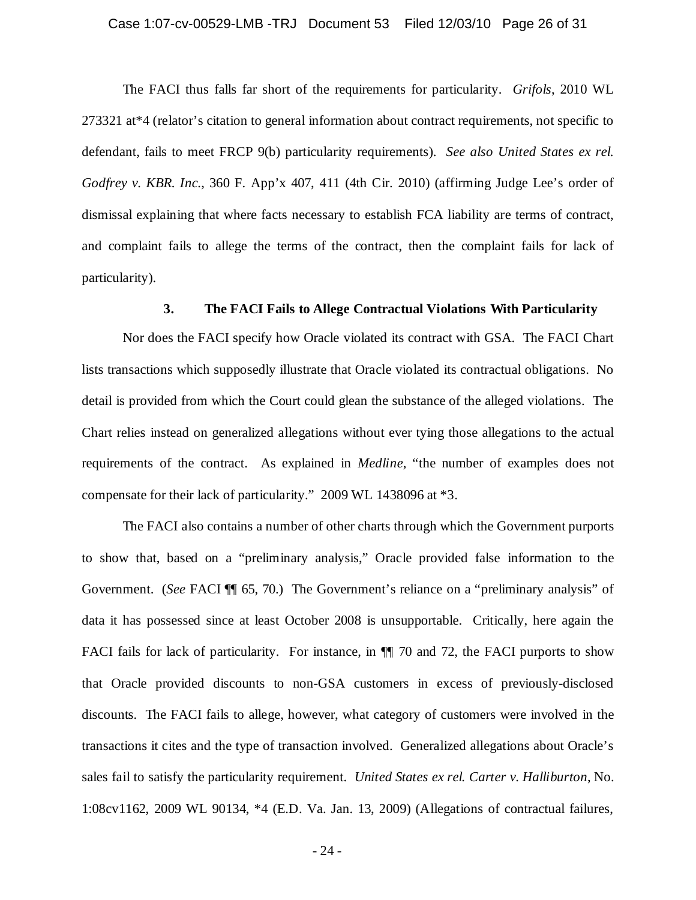The FACI thus falls far short of the requirements for particularity. *Grifols*, 2010 WL 273321 at*4 (relator's citation to general information about contract requirements, not specific to defendant, fails to meet FRCP 9(b) particularity requirements). *See also United States ex rel. Godfrey v. KBR. Inc.*, 360 F. App'x 407, 411 (4th Cir. 2010) (affirming Judge Lee's order of dismissal explaining that where facts necessary to establish FCA liability are terms of contract, and complaint fails to allege the terms of the contract, then the complaint fails for lack of particularity).

### 3. The FACI Fails to Allege Contractual Violations With Particularity

Nor does the FACI specify how Oracle violated its contract with GSA. The FACI Chart lists transactions which supposedly illustrate that Oracle violated its contractual obligations. No detail is provided from which the Court could glean the substance of the alleged violations. The Chart relies instead on generalized allegations without ever tying those allegations to the actual requirements of the contract. As explained in *Medline*, "the number of examples does not compensate for their lack of particularity." 2009 WL 1438096 at *3.

The FACI also contains a number of other charts through which the Government purports to show that, based on a "preliminary analysis," Oracle provided false information to the Government. (*See* FACI ¶¶ 65, 70.) The Government's reliance on a "preliminary analysis" of data it has possessed since at least October 2008 is unsupportable. Critically, here again the FACI fails for lack of particularity. For instance, in ¶¶ 70 and 72, the FACI purports to show that Oracle provided discounts to non-GSA customers in excess of previously-disclosed discounts. The FACI fails to allege, however, what category of customers were involved in the transactions it cites and the type of transaction involved. Generalized allegations about Oracle's sales fail to satisfy the particularity requirement. *United States ex rel. Carter v. Halliburton*, No. 1:08cv1162, 2009 WL 90134, *4 (E.D. Va. Jan. 13, 2009) (Allegations of contractual failures,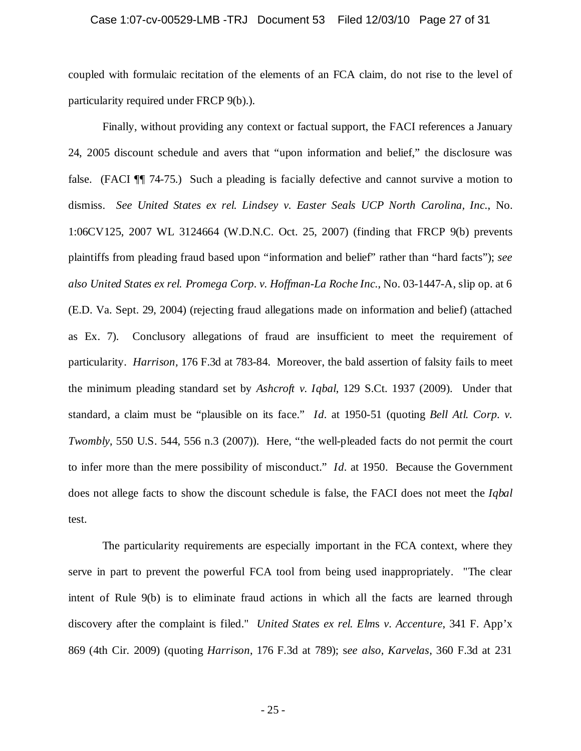coupled with formulaic recitation of the elements of an FCA claim, do not rise to the level of particularity required under FRCP 9(b).).

Finally, without providing any context or factual support, the FACI references a January 24, 2005 discount schedule and avers that "upon information and belief," the disclosure was false. (FACI ¶¶ 74-75.) Such a pleading is facially defective and cannot survive a motion to dismiss. *See United States ex rel. Lindsey v. Easter Seals UCP North Carolina, Inc.*, No. 1:06CV125, 2007 WL 3124664 (W.D.N.C. Oct. 25, 2007) (finding that FRCP 9(b) prevents plaintiffs from pleading fraud based upon "information and belief" rather than "hard facts"); *see also United States ex rel. Promega Corp. v. Hoffman-La Roche Inc.*, No. 03-1447-A, slip op. at 6 (E.D. Va. Sept. 29, 2004) (rejecting fraud allegations made on information and belief) (attached as Ex. 7). Conclusory allegations of fraud are insufficient to meet the requirement of particularity. *Harrison*, 176 F.3d at 783-84. Moreover, the bald assertion of falsity fails to meet the minimum pleading standard set by *Ashcroft v. Iqbal*, 129 S.Ct. 1937 (2009). Under that standard, a claim must be "plausible on its face." *Id.* at 1950-51 (quoting *Bell Atl. Corp. v. Twombly*, 550 U.S. 544, 556 n.3 (2007)). Here, "the well-pleaded facts do not permit the court to infer more than the mere possibility of misconduct." *Id.* at 1950. Because the Government does not allege facts to show the discount schedule is false, the FACI does not meet the *Iqbal* test.

The particularity requirements are especially important in the FCA context, where they serve in part to prevent the powerful FCA tool from being used inappropriately. "The clear intent of Rule 9(b) is to eliminate fraud actions in which all the facts are learned through discovery after the complaint is filed." *United States ex rel. Elms v. Accenture*, 341 F. App'x 869 (4th Cir. 2009) (quoting *Harrison*, 176 F.3d at 789); *see also, Karvelas*, 360 F.3d at 231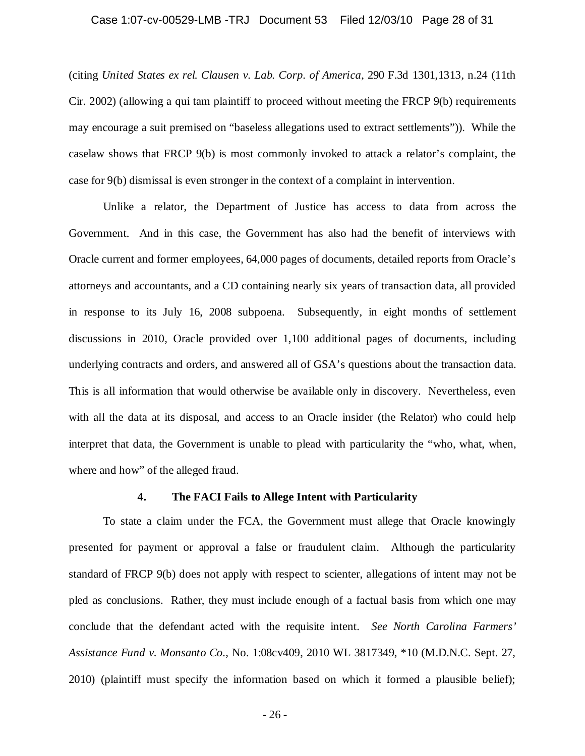(citing *United States ex rel. Clausen v. Lab. Corp. of America*, 290 F.3d 1301,1313, n.24 (11th Cir. 2002) (allowing a qui tam plaintiff to proceed without meeting the FRCP 9(b) requirements may encourage a suit premised on "baseless allegations used to extract settlements")). While the caselaw shows that FRCP 9(b) is most commonly invoked to attack a relator's complaint, the case for 9(b) dismissal is even stronger in the context of a complaint in intervention.

Unlike a relator, the Department of Justice has access to data from across the Government. And in this case, the Government has also had the benefit of interviews with Oracle current and former employees, 64,000 pages of documents, detailed reports from Oracle's attorneys and accountants, and a CD containing nearly six years of transaction data, all provided in response to its July 16, 2008 subpoena. Subsequently, in eight months of settlement discussions in 2010, Oracle provided over 1,100 additional pages of documents, including underlying contracts and orders, and answered all of GSA's questions about the transaction data. This is all information that would otherwise be available only in discovery. Nevertheless, even with all the data at its disposal, and access to an Oracle insider (the Relator) who could help interpret that data, the Government is unable to plead with particularity the "who, what, when, where and how" of the alleged fraud.

#### 4. The FACI Fails to Allege Intent with Particularity

To state a claim under the FCA, the Government must allege that Oracle knowingly presented for payment or approval a false or fraudulent claim. Although the particularity standard of FRCP 9(b) does not apply with respect to scienter, allegations of intent may not be pled as conclusions. Rather, they must include enough of a factual basis from which one may conclude that the defendant acted with the requisite intent. *See North Carolina Farmers' Assistance Fund v. Monsanto Co.*, No. 1:08cv409, 2010 WL 3817349, *10 (M.D.N.C. Sept. 27, 2010) (plaintiff must specify the information based on which it formed a plausible belief);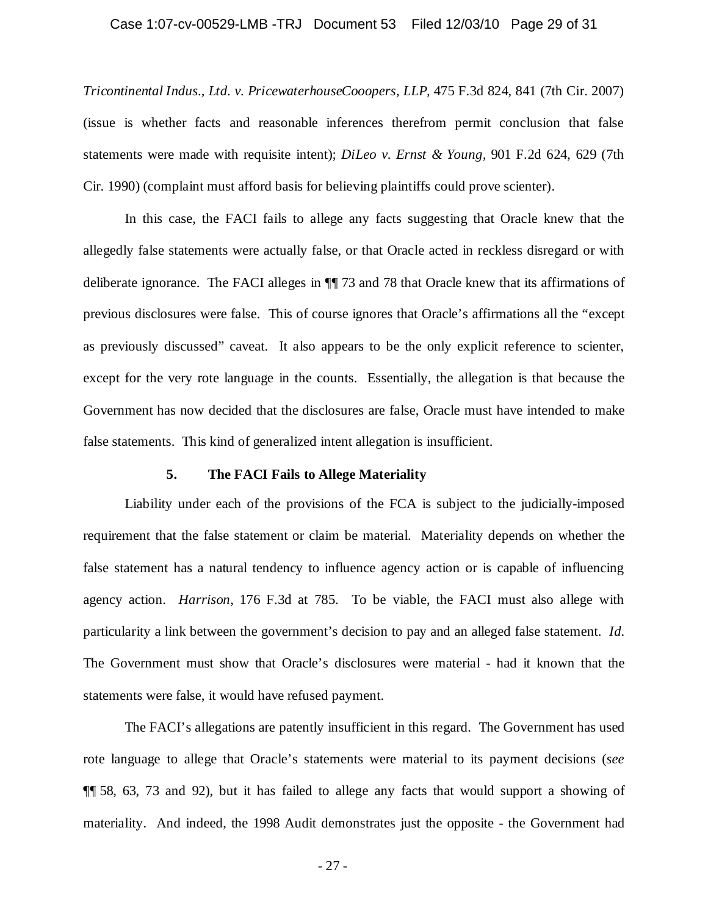*Tricontinental Indus., Ltd. v. PricewaterhouseCooopers, LLP*, 475 F.3d 824, 841 (7th Cir. 2007) (issue is whether facts and reasonable inferences therefrom permit conclusion that false statements were made with requisite intent); *DiLeo v. Ernst & Young*, 901 F.2d 624, 629 (7th Cir. 1990) (complaint must afford basis for believing plaintiffs could prove scienter).

In this case, the FACI fails to allege any facts suggesting that Oracle knew that the allegedly false statements were actually false, or that Oracle acted in reckless disregard or with deliberate ignorance. The FACI alleges in ¶¶ 73 and 78 that Oracle knew that its affirmations of previous disclosures were false. This of course ignores that Oracle's affirmations all the "except as previously discussed" caveat. It also appears to be the only explicit reference to scienter, except for the very rote language in the counts. Essentially, the allegation is that because the Government has now decided that the disclosures are false, Oracle must have intended to make false statements. This kind of generalized intent allegation is insufficient.

### 5. The FACI Fails to Allege Materiality

Liability under each of the provisions of the FCA is subject to the judicially-imposed requirement that the false statement or claim be material. Materiality depends on whether the false statement has a natural tendency to influence agency action or is capable of influencing agency action. *Harrison*, 176 F.3d at 785. To be viable, the FACI must also allege with particularity a link between the government's decision to pay and an alleged false statement. *Id.* The Government must show that Oracle's disclosures were material - had it known that the statements were false, it would have refused payment.

The FACI's allegations are patently insufficient in this regard. The Government has used rote language to allege that Oracle's statements were material to its payment decisions (*see* ¶¶ 58, 63, 73 and 92), but it has failed to allege any facts that would support a showing of materiality. And indeed, the 1998 Audit demonstrates just the opposite - the Government had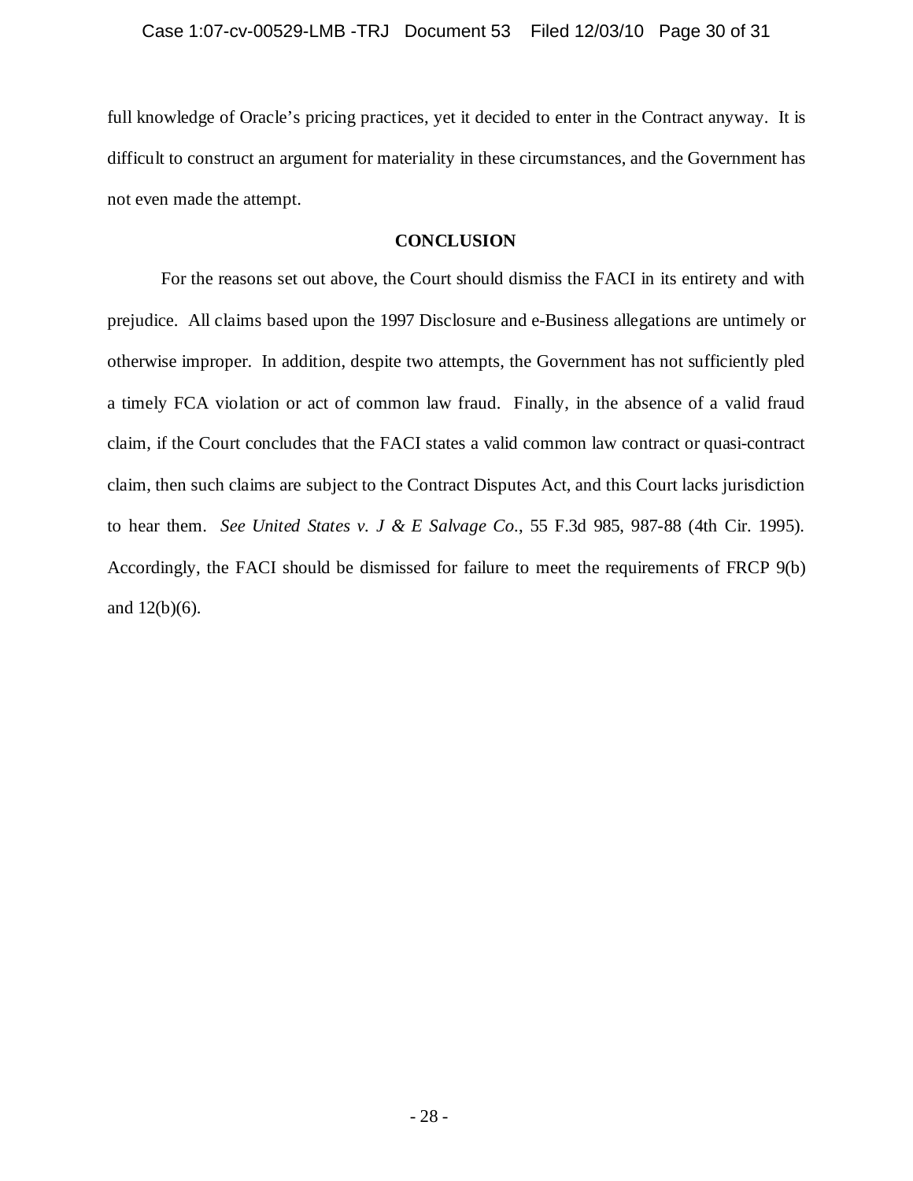full knowledge of Oracle's pricing practices, yet it decided to enter in the Contract anyway. It is difficult to construct an argument for materiality in these circumstances, and the Government has not even made the attempt.

## CONCLUSION

For the reasons set out above, the Court should dismiss the FACI in its entirety and with prejudice. All claims based upon the 1997 Disclosure and e-Business allegations are untimely or otherwise improper. In addition, despite two attempts, the Government has not sufficiently pled a timely FCA violation or act of common law fraud. Finally, in the absence of a valid fraud claim, if the Court concludes that the FACI states a valid common law contract or quasi-contract claim, then such claims are subject to the Contract Disputes Act, and this Court lacks jurisdiction to hear them. *See United States v. J & E Salvage Co.*, 55 F.3d 985, 987-88 (4th Cir. 1995). Accordingly, the FACI should be dismissed for failure to meet the requirements of FRCP 9(b) and 12(b)(6).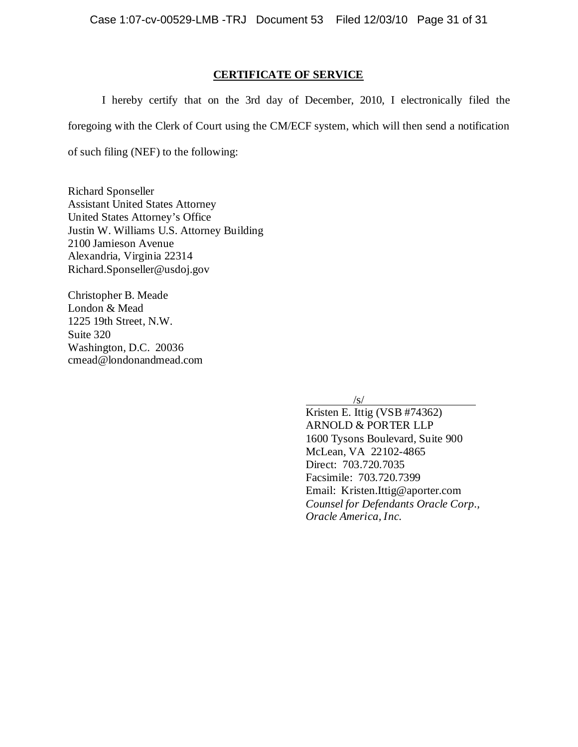## **CERTIFICATE OF SERVICE**

I hereby certify that on the 3rd day of December, 2010, I electronically filed the foregoing with the Clerk of Court using the CM/ECF system, which will then send a notification of such filing (NEF) to the following:

Richard Sponseller
Assistant United States Attorney
United States Attorney's Office
Justin W. Williams U.S. Attorney Building
2100 Jamieson Avenue
Alexandria, Virginia 22314
Richard.Sponseller@usdoj.gov

Christopher B. Meade
London & Mead
1225 19th Street, N.W.
Suite 320
Washington, D.C. 20036
cmead@londonandmead.com

/s/
Kristen E. Ittig (VSB #74362)
ARNOLD & PORTER LLP
1600 Tysons Boulevard, Suite 900
McLean, VA 22102-4865
Direct: 703.720.7035
Facsimile: 703.720.7399
Email: Kristen.Ittig@aporter.com
*Counsel for Defendants Oracle Corp., Oracle America, Inc.*